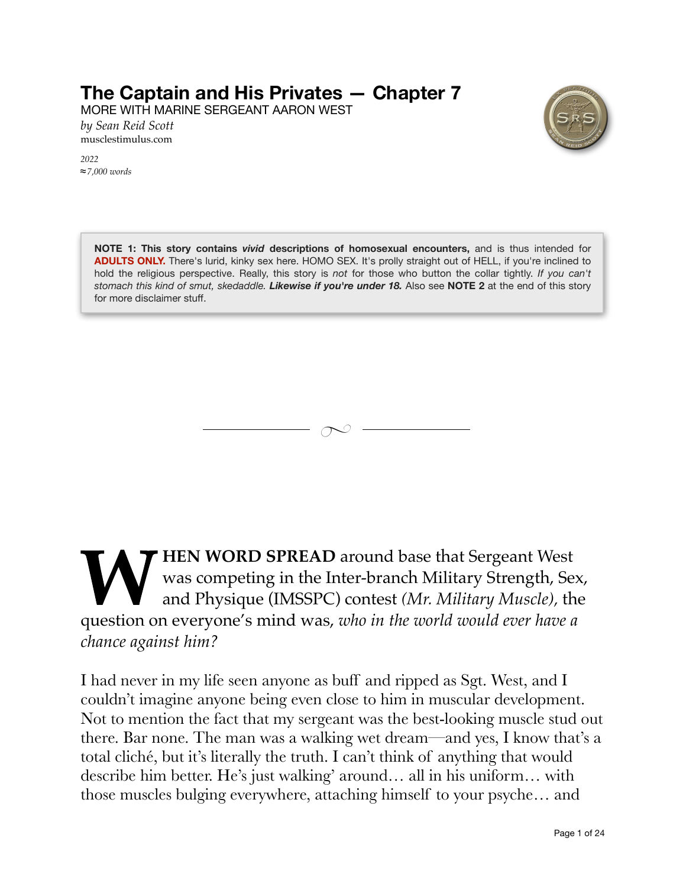# The Captain and His Privates — Chapter 7

MORE WITH MARINE SERGEANT AARON WEST

*by Sean Reid Scott*
musclestimulus.com

*2022*
*≈7,000 words*

**NOTE 1: This story contains *vivid* descriptions of homosexual encounters,** and is thus intended for **ADULTS ONLY.** There's lurid, kinky sex here. HOMO SEX. It's prolly straight out of HELL, if you're inclined to hold the religious perspective. Really, this story is *not* for those who button the collar tightly. *If you can't stomach this kind of smut, skedaddle.* ***Likewise if you're under 18.*** Also see **NOTE 2** at the end of this story for more disclaimer stuff.

---

**WHEN WORD SPREAD** around base that Sergeant West was competing in the Inter-branch Military Strength, Sex, and Physique (IMSSPC) contest *(Mr. Military Muscle),* the question on everyone's mind was, *who in the world would ever have a chance against him?*

I had never in my life seen anyone as buff and ripped as Sgt. West, and I couldn't imagine anyone being even close to him in muscular development. Not to mention the fact that my sergeant was the best-looking muscle stud out there. Bar none. The man was a walking wet dream—and yes, I know that's a total cliché, but it's literally the truth. I can't think of anything that would describe him better. He's just walking' around… all in his uniform… with those muscles bulging everywhere, attaching himself to your psyche… and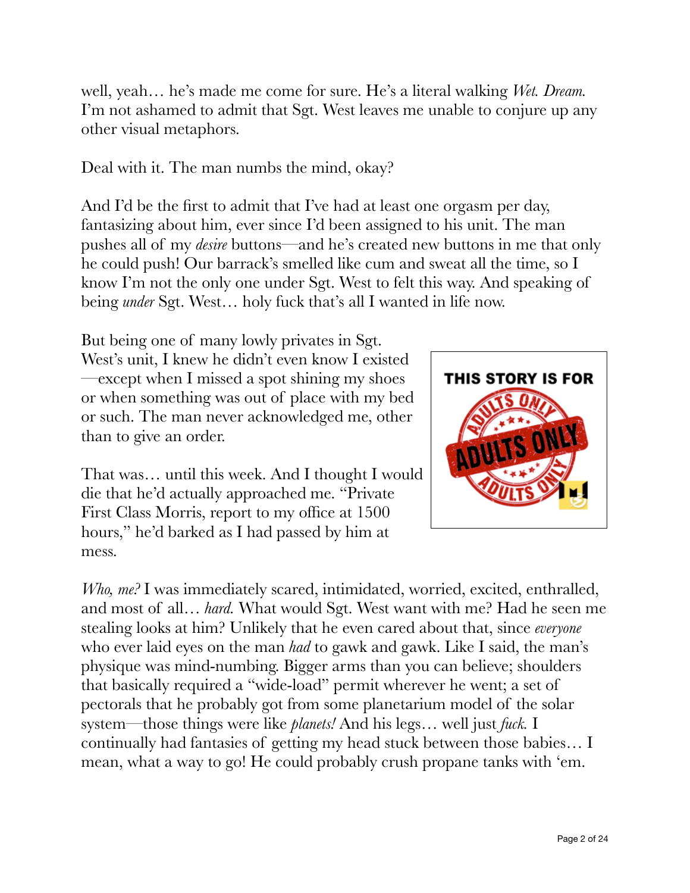well, yeah… he's made me come for sure. He's a literal walking *Wet. Dream.* I'm not ashamed to admit that Sgt. West leaves me unable to conjure up any other visual metaphors.

Deal with it. The man numbs the mind, okay?

And I'd be the first to admit that I've had at least one orgasm per day, fantasizing about him, ever since I'd been assigned to his unit. The man pushes all of my *desire* buttons—and he's created new buttons in me that only he could push! Our barrack's smelled like cum and sweat all the time, so I know I'm not the only one under Sgt. West to felt this way. And speaking of being *under* Sgt. West… holy fuck that's all I wanted in life now.

But being one of many lowly privates in Sgt. West's unit, I knew he didn't even know I existed—except when I missed a spot shining my shoes or when something was out of place with my bed or such. The man never acknowledged me, other than to give an order.

That was… until this week. And I thought I would die that he'd actually approached me. "Private First Class Morris, report to my office at 1500 hours," he'd barked as I had passed by him at mess.

THIS STORY IS FOR ADULTS ONLY

*Who, me?* I was immediately scared, intimidated, worried, excited, enthralled, and most of all… *hard.* What would Sgt. West want with me? Had he seen me stealing looks at him? Unlikely that he even cared about that, since *everyone* who ever laid eyes on the man *had* to gawk and gawk. Like I said, the man's physique was mind-numbing. Bigger arms than you can believe; shoulders that basically required a "wide-load" permit wherever he went; a set of pectorals that he probably got from some planetarium model of the solar system—those things were like *planets!* And his legs… well just *fuck.* I continually had fantasies of getting my head stuck between those babies… I mean, what a way to go! He could probably crush propane tanks with 'em.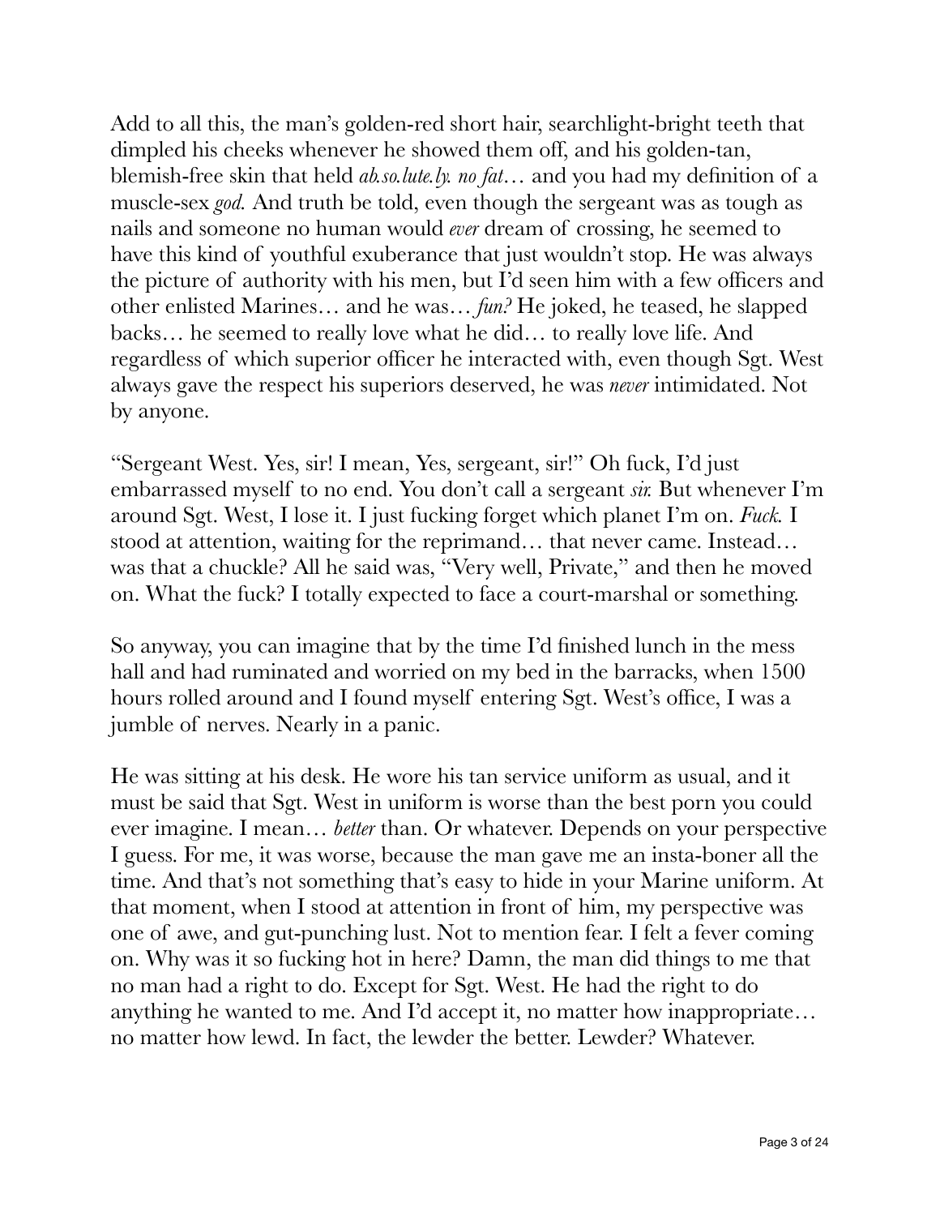Add to all this, the man's golden-red short hair, searchlight-bright teeth that dimpled his cheeks whenever he showed them off, and his golden-tan, blemish-free skin that held *ab.so.lute.ly. no fat*… and you had my definition of a muscle-sex *god.* And truth be told, even though the sergeant was as tough as nails and someone no human would *ever* dream of crossing, he seemed to have this kind of youthful exuberance that just wouldn't stop. He was always the picture of authority with his men, but I'd seen him with a few officers and other enlisted Marines… and he was… *fun?* He joked, he teased, he slapped backs… he seemed to really love what he did… to really love life. And regardless of which superior officer he interacted with, even though Sgt. West always gave the respect his superiors deserved, he was *never* intimidated. Not by anyone.

"Sergeant West. Yes, sir! I mean, Yes, sergeant, sir!" Oh fuck, I'd just embarrassed myself to no end. You don't call a sergeant *sir.* But whenever I'm around Sgt. West, I lose it. I just fucking forget which planet I'm on. *Fuck.* I stood at attention, waiting for the reprimand… that never came. Instead… was that a chuckle? All he said was, "Very well, Private," and then he moved on. What the fuck? I totally expected to face a court-marshal or something.

So anyway, you can imagine that by the time I'd finished lunch in the mess hall and had ruminated and worried on my bed in the barracks, when 1500 hours rolled around and I found myself entering Sgt. West's office, I was a jumble of nerves. Nearly in a panic.

He was sitting at his desk. He wore his tan service uniform as usual, and it must be said that Sgt. West in uniform is worse than the best porn you could ever imagine. I mean… *better* than. Or whatever. Depends on your perspective I guess. For me, it was worse, because the man gave me an insta-boner all the time. And that's not something that's easy to hide in your Marine uniform. At that moment, when I stood at attention in front of him, my perspective was one of awe, and gut-punching lust. Not to mention fear. I felt a fever coming on. Why was it so fucking hot in here? Damn, the man did things to me that no man had a right to do. Except for Sgt. West. He had the right to do anything he wanted to me. And I'd accept it, no matter how inappropriate… no matter how lewd. In fact, the lewder the better. Lewder? Whatever.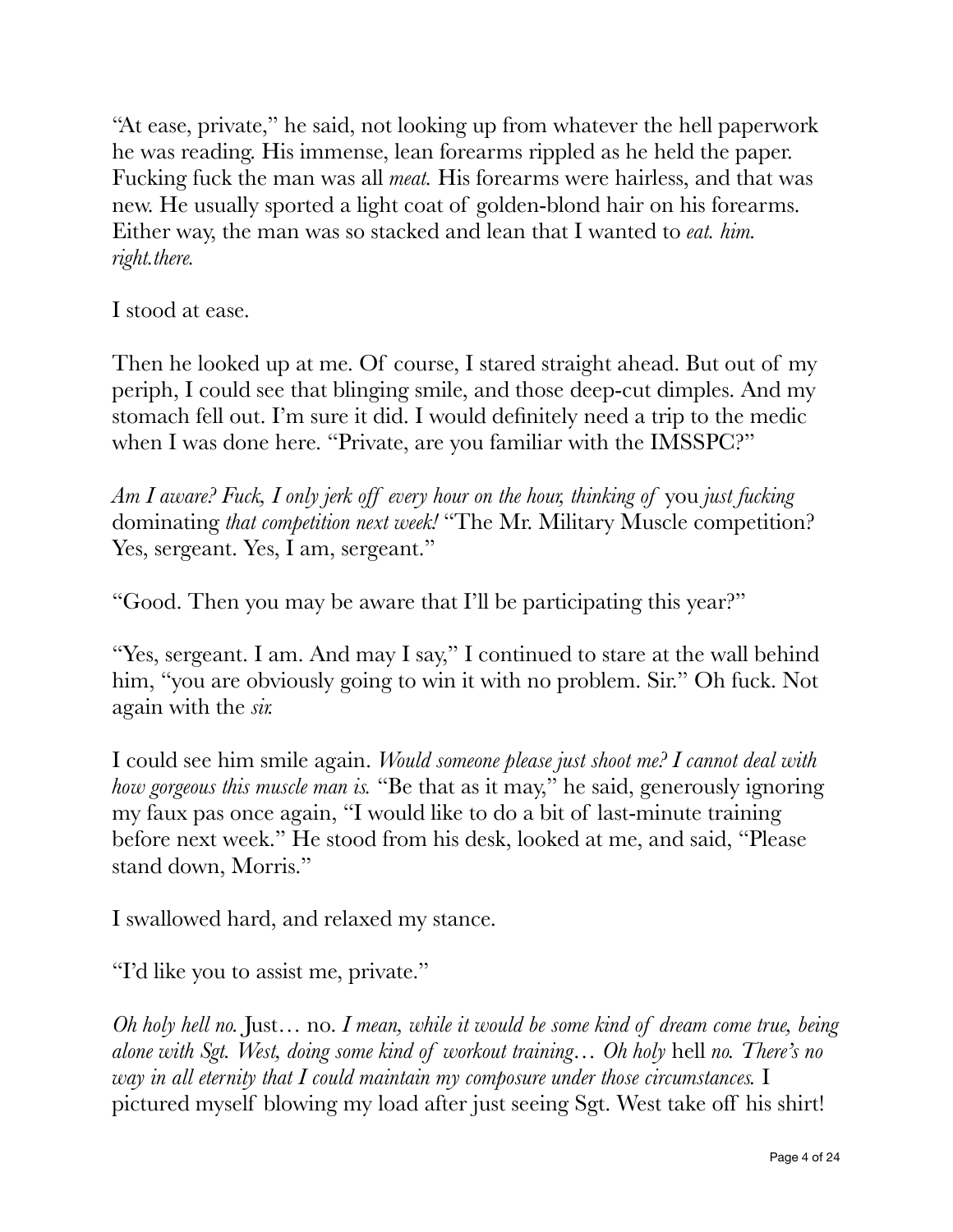"At ease, private," he said, not looking up from whatever the hell paperwork he was reading. His immense, lean forearms rippled as he held the paper. Fucking fuck the man was all *meat.* His forearms were hairless, and that was new. He usually sported a light coat of golden-blond hair on his forearms. Either way, the man was so stacked and lean that I wanted to *eat. him. right.there.*

I stood at ease.

Then he looked up at me. Of course, I stared straight ahead. But out of my periph, I could see that blinging smile, and those deep-cut dimples. And my stomach fell out. I'm sure it did. I would definitely need a trip to the medic when I was done here. "Private, are you familiar with the IMSSPC?"

*Am I aware? Fuck, I only jerk off every hour on the hour, thinking of* you *just fucking* dominating *that competition next week!* "The Mr. Military Muscle competition? Yes, sergeant. Yes, I am, sergeant."

"Good. Then you may be aware that I'll be participating this year?"

"Yes, sergeant. I am. And may I say," I continued to stare at the wall behind him, "you are obviously going to win it with no problem. Sir." Oh fuck. Not again with the *sir.*

I could see him smile again. *Would someone please just shoot me? I cannot deal with how gorgeous this muscle man is.* "Be that as it may," he said, generously ignoring my faux pas once again, "I would like to do a bit of last-minute training before next week." He stood from his desk, looked at me, and said, "Please stand down, Morris."

I swallowed hard, and relaxed my stance.

"I'd like you to assist me, private."

*Oh holy hell no.* Just… no. *I mean, while it would be some kind of dream come true, being alone with Sgt. West, doing some kind of workout training… Oh holy* hell *no. There's no way in all eternity that I could maintain my composure under those circumstances.* I pictured myself blowing my load after just seeing Sgt. West take off his shirt!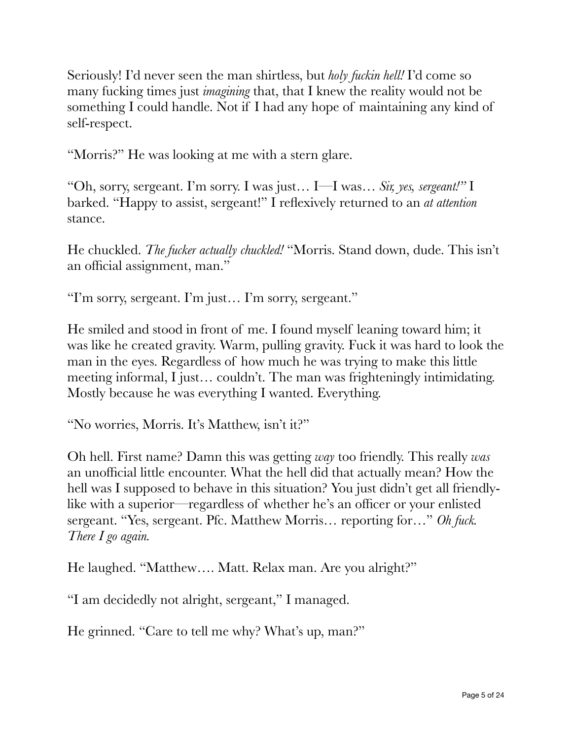Seriously! I'd never seen the man shirtless, but *holy fuckin hell!* I'd come so many fucking times just *imagining* that, that I knew the reality would not be something I could handle. Not if I had any hope of maintaining any kind of self-respect.

"Morris?" He was looking at me with a stern glare.

"Oh, sorry, sergeant. I'm sorry. I was just… I—I was… *Sir, yes, sergeant!"* I barked. "Happy to assist, sergeant!" I reflexively returned to an *at attention* stance.

He chuckled. *The fucker actually chuckled!* "Morris. Stand down, dude. This isn't an official assignment, man."

"I'm sorry, sergeant. I'm just… I'm sorry, sergeant."

He smiled and stood in front of me. I found myself leaning toward him; it was like he created gravity. Warm, pulling gravity. Fuck it was hard to look the man in the eyes. Regardless of how much he was trying to make this little meeting informal, I just… couldn't. The man was frighteningly intimidating. Mostly because he was everything I wanted. Everything.

"No worries, Morris. It's Matthew, isn't it?"

Oh hell. First name? Damn this was getting *way* too friendly. This really *was* an unofficial little encounter. What the hell did that actually mean? How the hell was I supposed to behave in this situation? You just didn't get all friendly-like with a superior—regardless of whether he's an officer or your enlisted sergeant. "Yes, sergeant. Pfc. Matthew Morris… reporting for…" *Oh fuck. There I go again.*

He laughed. "Matthew…. Matt. Relax man. Are you alright?"

"I am decidedly not alright, sergeant," I managed.

He grinned. "Care to tell me why? What's up, man?"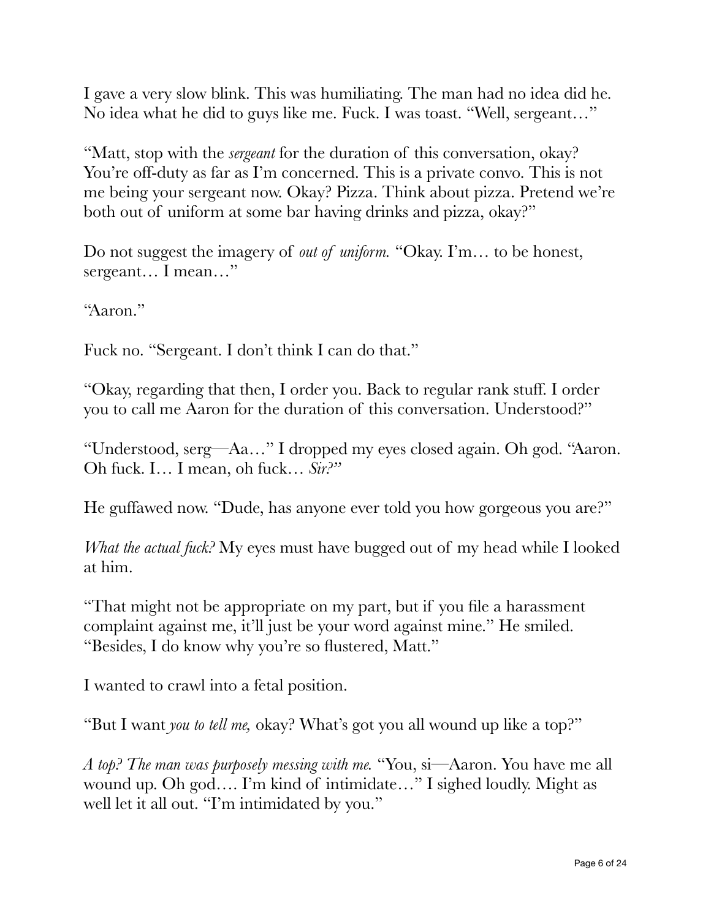I gave a very slow blink. This was humiliating. The man had no idea did he. No idea what he did to guys like me. Fuck. I was toast. "Well, sergeant…"

"Matt, stop with the *sergeant* for the duration of this conversation, okay? You're off-duty as far as I'm concerned. This is a private convo. This is not me being your sergeant now. Okay? Pizza. Think about pizza. Pretend we're both out of uniform at some bar having drinks and pizza, okay?"

Do not suggest the imagery of *out of uniform.* "Okay. I'm… to be honest, sergeant… I mean…"

"Aaron."

Fuck no. "Sergeant. I don't think I can do that."

"Okay, regarding that then, I order you. Back to regular rank stuff. I order you to call me Aaron for the duration of this conversation. Understood?"

"Understood, serg—Aa…" I dropped my eyes closed again. Oh god. "Aaron. Oh fuck. I… I mean, oh fuck… *Sir?*"

He guffawed now. "Dude, has anyone ever told you how gorgeous you are?"

*What the actual fuck?* My eyes must have bugged out of my head while I looked at him.

"That might not be appropriate on my part, but if you file a harassment complaint against me, it'll just be your word against mine." He smiled. "Besides, I do know why you're so flustered, Matt."

I wanted to crawl into a fetal position.

"But I want *you to tell me,* okay? What's got you all wound up like a top?"

*A top? The man was purposely messing with me.* "You, si—Aaron. You have me all wound up. Oh god…. I'm kind of intimidate…" I sighed loudly. Might as well let it all out. "I'm intimidated by you."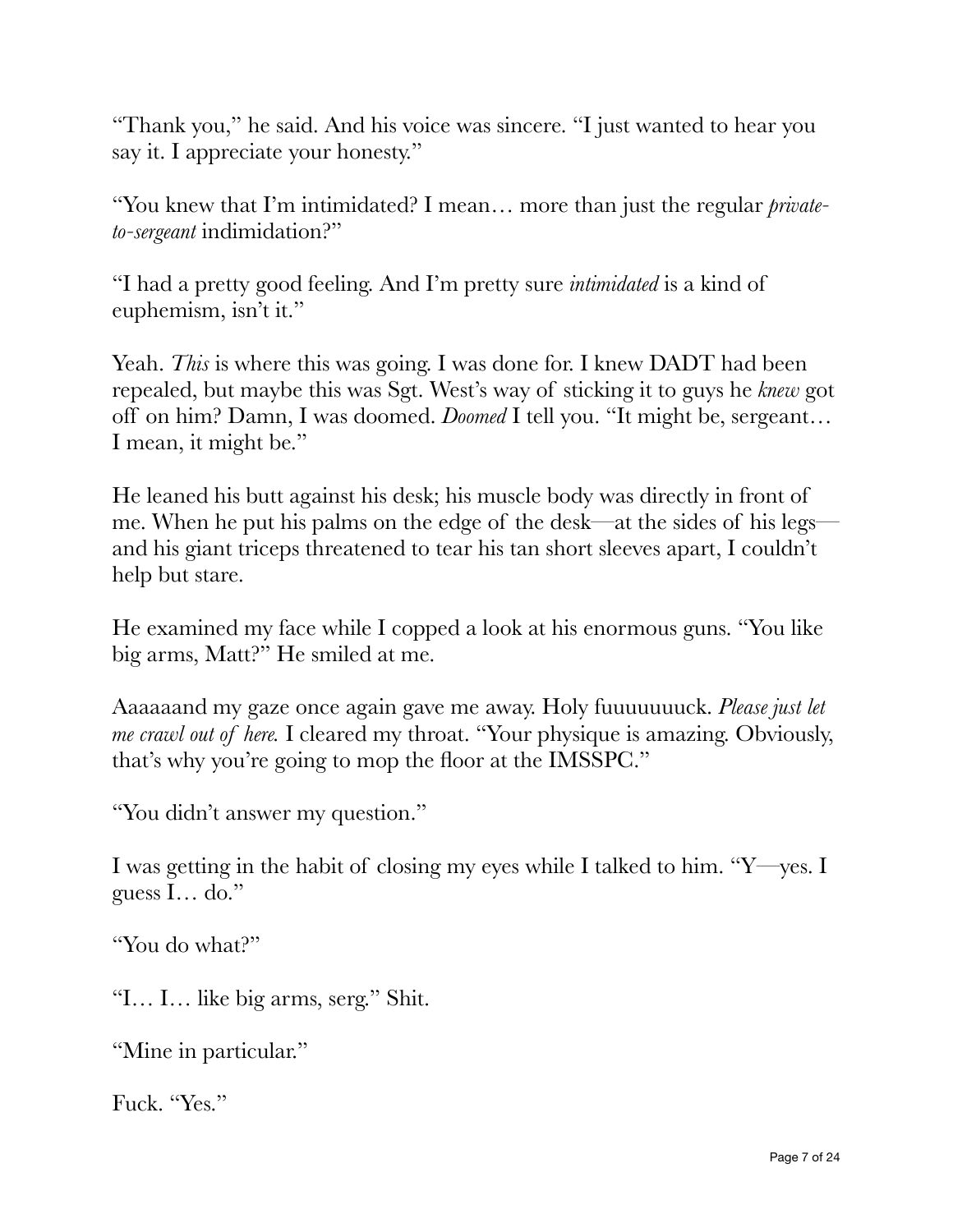"Thank you," he said. And his voice was sincere. "I just wanted to hear you say it. I appreciate your honesty."

"You knew that I'm intimidated? I mean… more than just the regular *private-to-sergeant* indimidation?"

"I had a pretty good feeling. And I'm pretty sure *intimidated* is a kind of euphemism, isn't it."

Yeah. *This* is where this was going. I was done for. I knew DADT had been repealed, but maybe this was Sgt. West's way of sticking it to guys he *knew* got off on him? Damn, I was doomed. *Doomed* I tell you. "It might be, sergeant… I mean, it might be."

He leaned his butt against his desk; his muscle body was directly in front of me. When he put his palms on the edge of the desk—at the sides of his legs—and his giant triceps threatened to tear his tan short sleeves apart, I couldn't help but stare.

He examined my face while I copped a look at his enormous guns. "You like big arms, Matt?" He smiled at me.

Aaaaaand my gaze once again gave me away. Holy fuuuuuuuck. *Please just let me crawl out of here.* I cleared my throat. "Your physique is amazing. Obviously, that's why you're going to mop the floor at the IMSSPC."

"You didn't answer my question."

I was getting in the habit of closing my eyes while I talked to him. "Y—yes. I guess I… do."

"You do what?"

"I… I… like big arms, serg." Shit.

"Mine in particular."

Fuck. "Yes."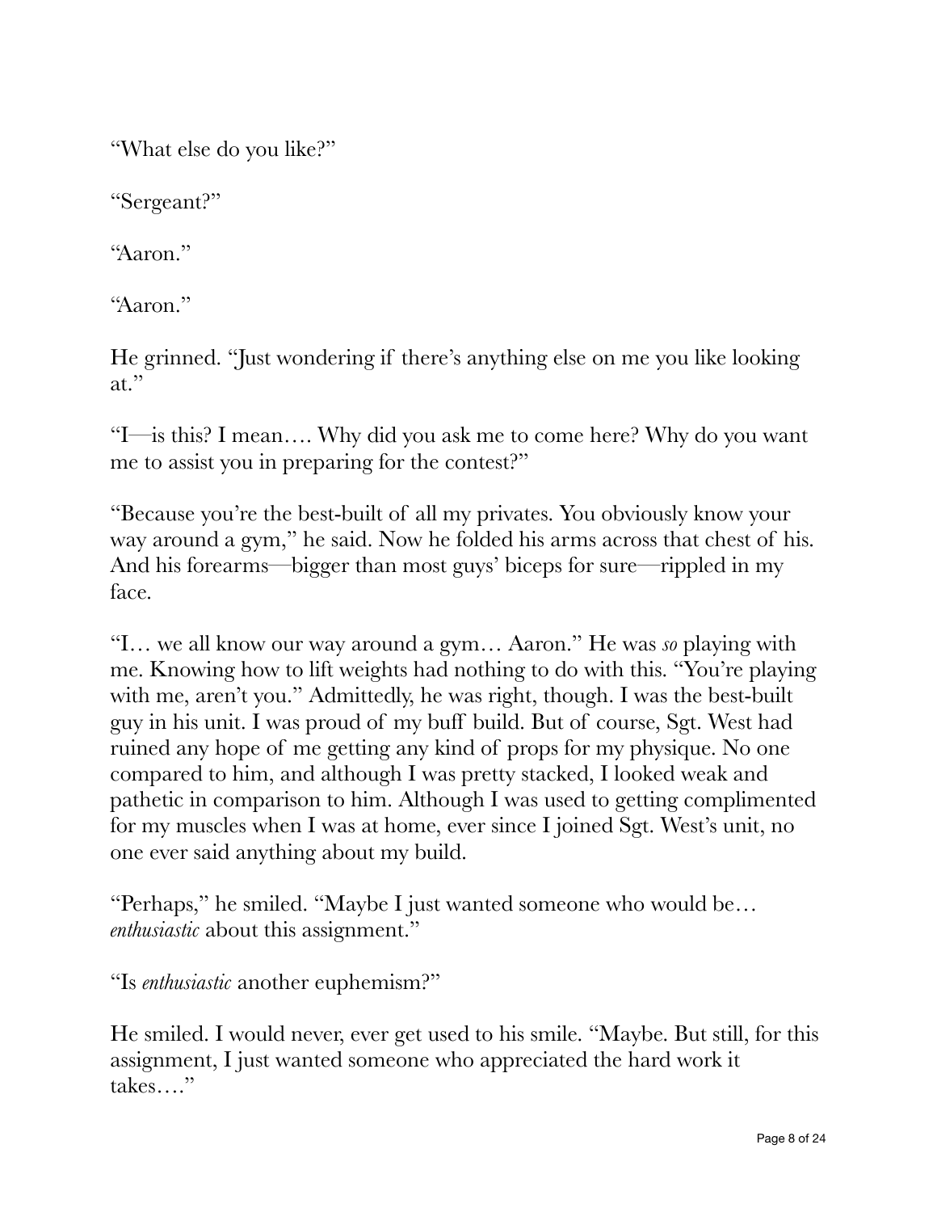"What else do you like?"

"Sergeant?"

"Aaron."

"Aaron."

He grinned. "Just wondering if there's anything else on me you like looking at."

"I—is this? I mean…. Why did you ask me to come here? Why do you want me to assist you in preparing for the contest?"

"Because you're the best-built of all my privates. You obviously know your way around a gym," he said. Now he folded his arms across that chest of his. And his forearms—bigger than most guys' biceps for sure—rippled in my face.

"I… we all know our way around a gym… Aaron." He was *so* playing with me. Knowing how to lift weights had nothing to do with this. "You're playing with me, aren't you." Admittedly, he was right, though. I was the best-built guy in his unit. I was proud of my buff build. But of course, Sgt. West had ruined any hope of me getting any kind of props for my physique. No one compared to him, and although I was pretty stacked, I looked weak and pathetic in comparison to him. Although I was used to getting complimented for my muscles when I was at home, ever since I joined Sgt. West's unit, no one ever said anything about my build.

"Perhaps," he smiled. "Maybe I just wanted someone who would be… *enthusiastic* about this assignment."

"Is *enthusiastic* another euphemism?"

He smiled. I would never, ever get used to his smile. "Maybe. But still, for this assignment, I just wanted someone who appreciated the hard work it takes…."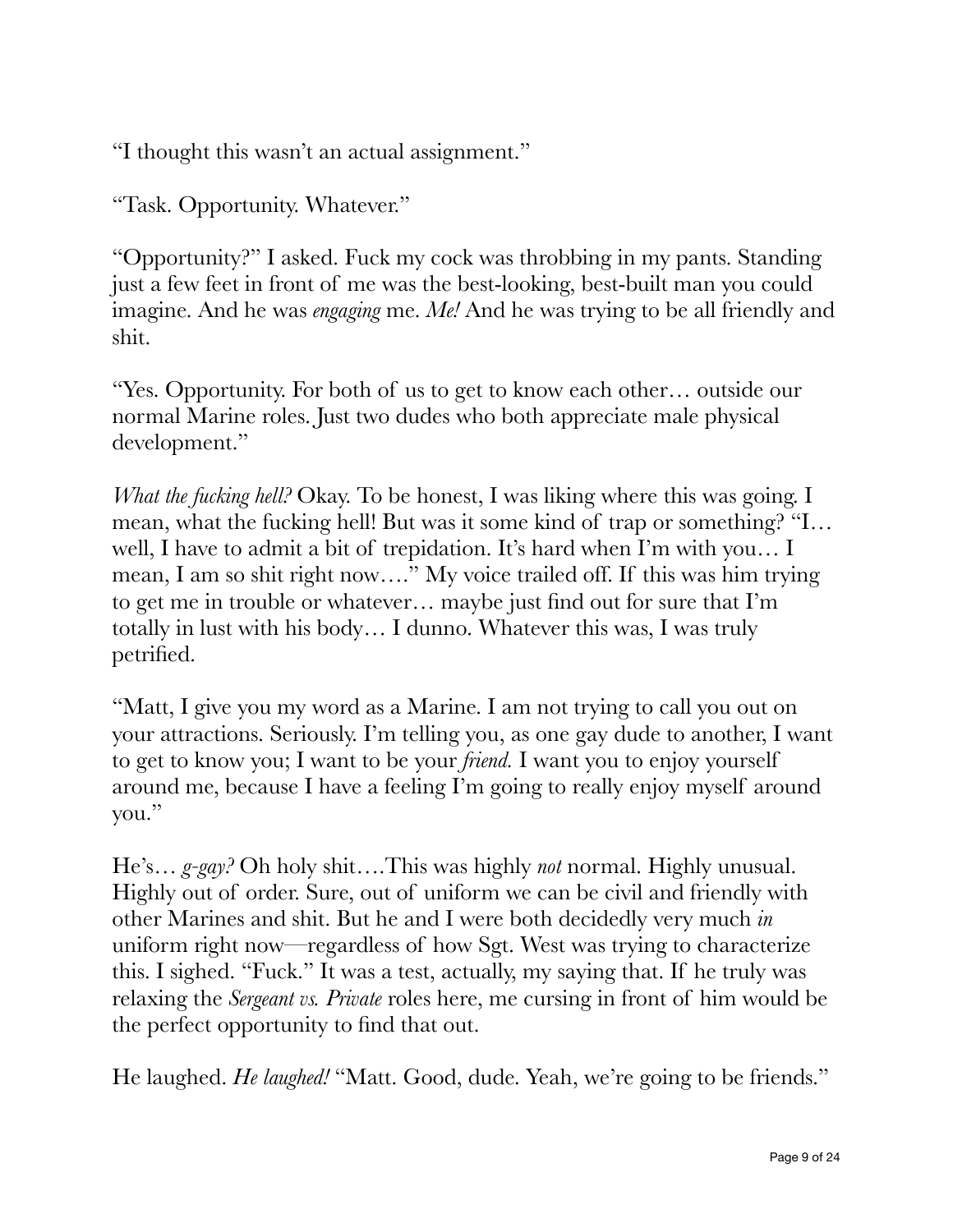"I thought this wasn't an actual assignment."

"Task. Opportunity. Whatever."

"Opportunity?" I asked. Fuck my cock was throbbing in my pants. Standing just a few feet in front of me was the best-looking, best-built man you could imagine. And he was *engaging* me. *Me!* And he was trying to be all friendly and shit.

"Yes. Opportunity. For both of us to get to know each other… outside our normal Marine roles. Just two dudes who both appreciate male physical development."

*What the fucking hell?* Okay. To be honest, I was liking where this was going. I mean, what the fucking hell! But was it some kind of trap or something? "I… well, I have to admit a bit of trepidation. It's hard when I'm with you… I mean, I am so shit right now…." My voice trailed off. If this was him trying to get me in trouble or whatever… maybe just find out for sure that I'm totally in lust with his body… I dunno. Whatever this was, I was truly petrified.

"Matt, I give you my word as a Marine. I am not trying to call you out on your attractions. Seriously. I'm telling you, as one gay dude to another, I want to get to know you; I want to be your *friend.* I want you to enjoy yourself around me, because I have a feeling I'm going to really enjoy myself around you."

He's… *g-gay?* Oh holy shit….This was highly *not* normal. Highly unusual. Highly out of order. Sure, out of uniform we can be civil and friendly with other Marines and shit. But he and I were both decidedly very much *in* uniform right now—regardless of how Sgt. West was trying to characterize this. I sighed. "Fuck." It was a test, actually, my saying that. If he truly was relaxing the *Sergeant vs. Private* roles here, me cursing in front of him would be the perfect opportunity to find that out.

He laughed. *He laughed!* "Matt. Good, dude. Yeah, we're going to be friends."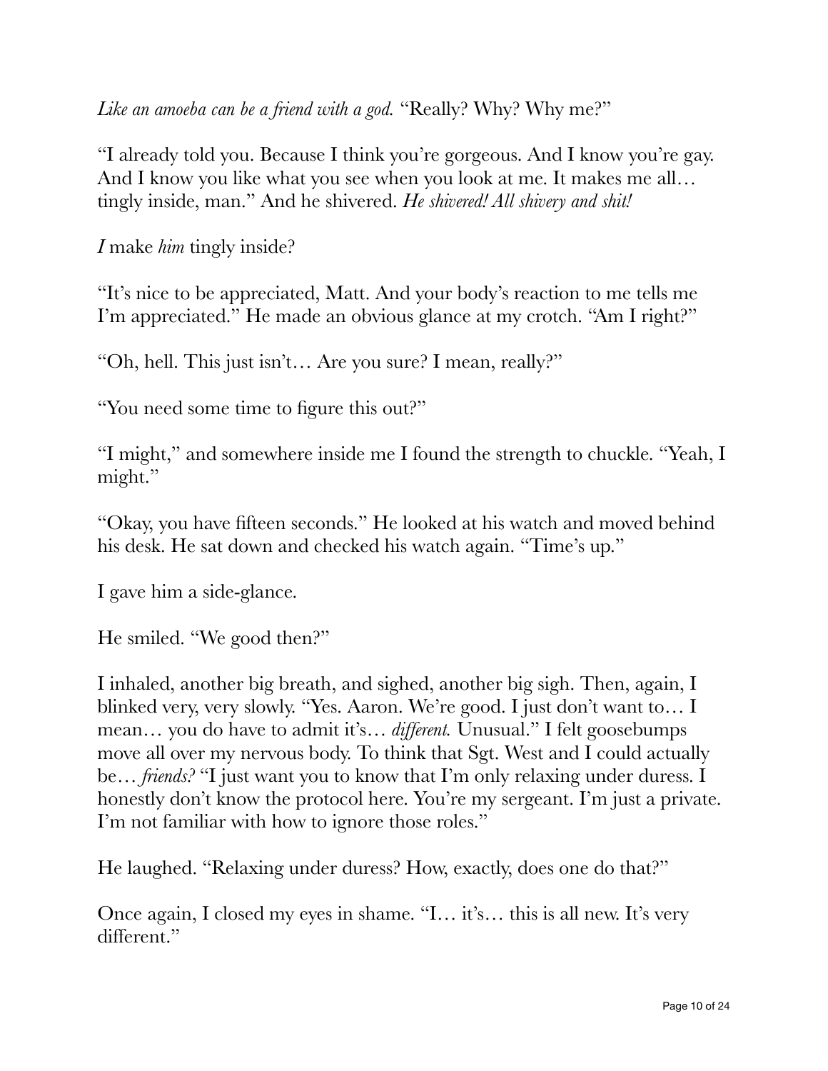*Like an amoeba can be a friend with a god.* "Really? Why? Why me?"

"I already told you. Because I think you're gorgeous. And I know you're gay. And I know you like what you see when you look at me. It makes me all… tingly inside, man." And he shivered. *He shivered! All shivery and shit!*

*I* make *him* tingly inside?

"It's nice to be appreciated, Matt. And your body's reaction to me tells me I'm appreciated." He made an obvious glance at my crotch. "Am I right?"

"Oh, hell. This just isn't… Are you sure? I mean, really?"

"You need some time to figure this out?"

"I might," and somewhere inside me I found the strength to chuckle. "Yeah, I might."

"Okay, you have fifteen seconds." He looked at his watch and moved behind his desk. He sat down and checked his watch again. "Time's up."

I gave him a side-glance.

He smiled. "We good then?"

I inhaled, another big breath, and sighed, another big sigh. Then, again, I blinked very, very slowly. "Yes. Aaron. We're good. I just don't want to… I mean… you do have to admit it's… *different.* Unusual." I felt goosebumps move all over my nervous body. To think that Sgt. West and I could actually be… *friends?* "I just want you to know that I'm only relaxing under duress. I honestly don't know the protocol here. You're my sergeant. I'm just a private. I'm not familiar with how to ignore those roles."

He laughed. "Relaxing under duress? How, exactly, does one do that?"

Once again, I closed my eyes in shame. "I… it's… this is all new. It's very different."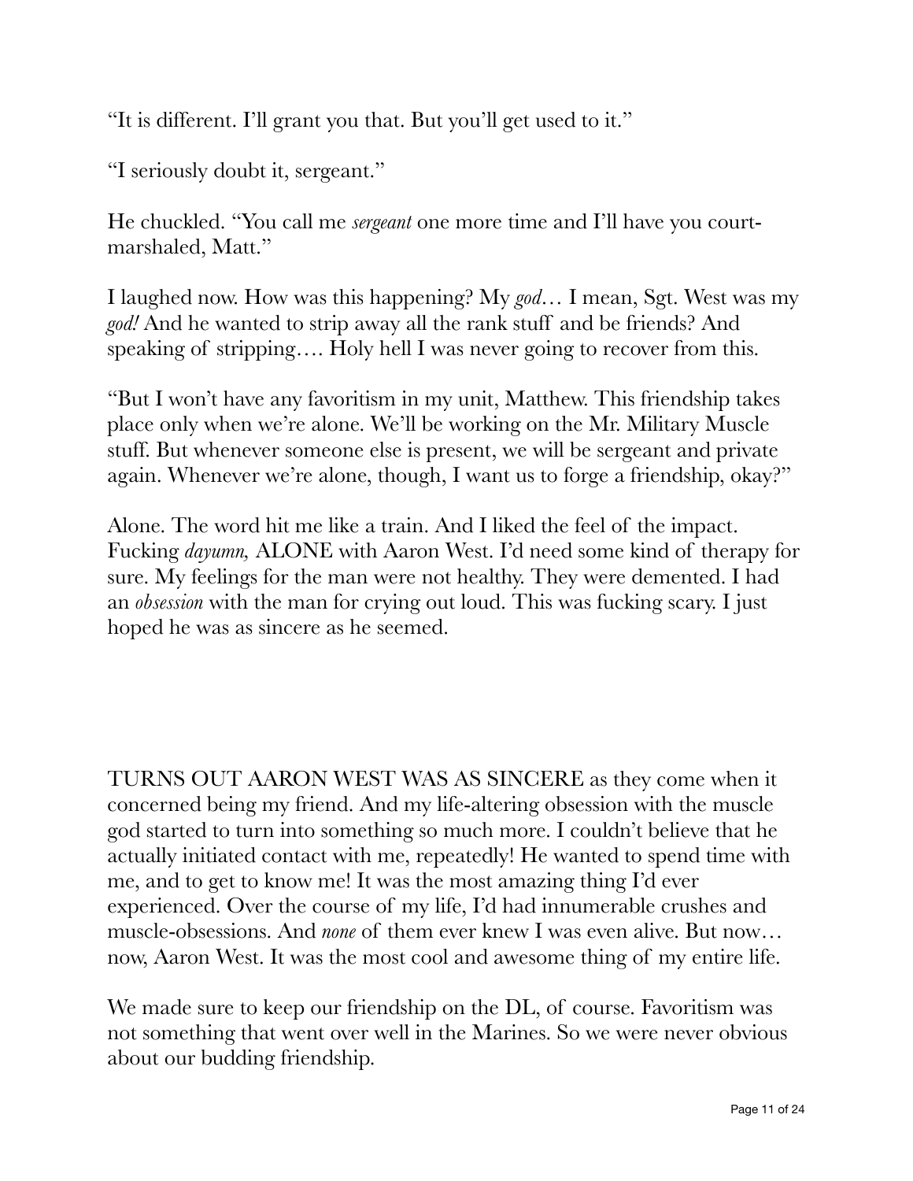"It is different. I'll grant you that. But you'll get used to it."

"I seriously doubt it, sergeant."

He chuckled. "You call me *sergeant* one more time and I'll have you court-marshaled, Matt."

I laughed now. How was this happening? My *god*… I mean, Sgt. West was my *god!* And he wanted to strip away all the rank stuff and be friends? And speaking of stripping…. Holy hell I was never going to recover from this.

"But I won't have any favoritism in my unit, Matthew. This friendship takes place only when we're alone. We'll be working on the Mr. Military Muscle stuff. But whenever someone else is present, we will be sergeant and private again. Whenever we're alone, though, I want us to forge a friendship, okay?"

Alone. The word hit me like a train. And I liked the feel of the impact. Fucking *dayumn,* ALONE with Aaron West. I'd need some kind of therapy for sure. My feelings for the man were not healthy. They were demented. I had an *obsession* with the man for crying out loud. This was fucking scary. I just hoped he was as sincere as he seemed.

TURNS OUT AARON WEST WAS AS SINCERE as they come when it concerned being my friend. And my life-altering obsession with the muscle god started to turn into something so much more. I couldn't believe that he actually initiated contact with me, repeatedly! He wanted to spend time with me, and to get to know me! It was the most amazing thing I'd ever experienced. Over the course of my life, I'd had innumerable crushes and muscle-obsessions. And *none* of them ever knew I was even alive. But now… now, Aaron West. It was the most cool and awesome thing of my entire life.

We made sure to keep our friendship on the DL, of course. Favoritism was not something that went over well in the Marines. So we were never obvious about our budding friendship.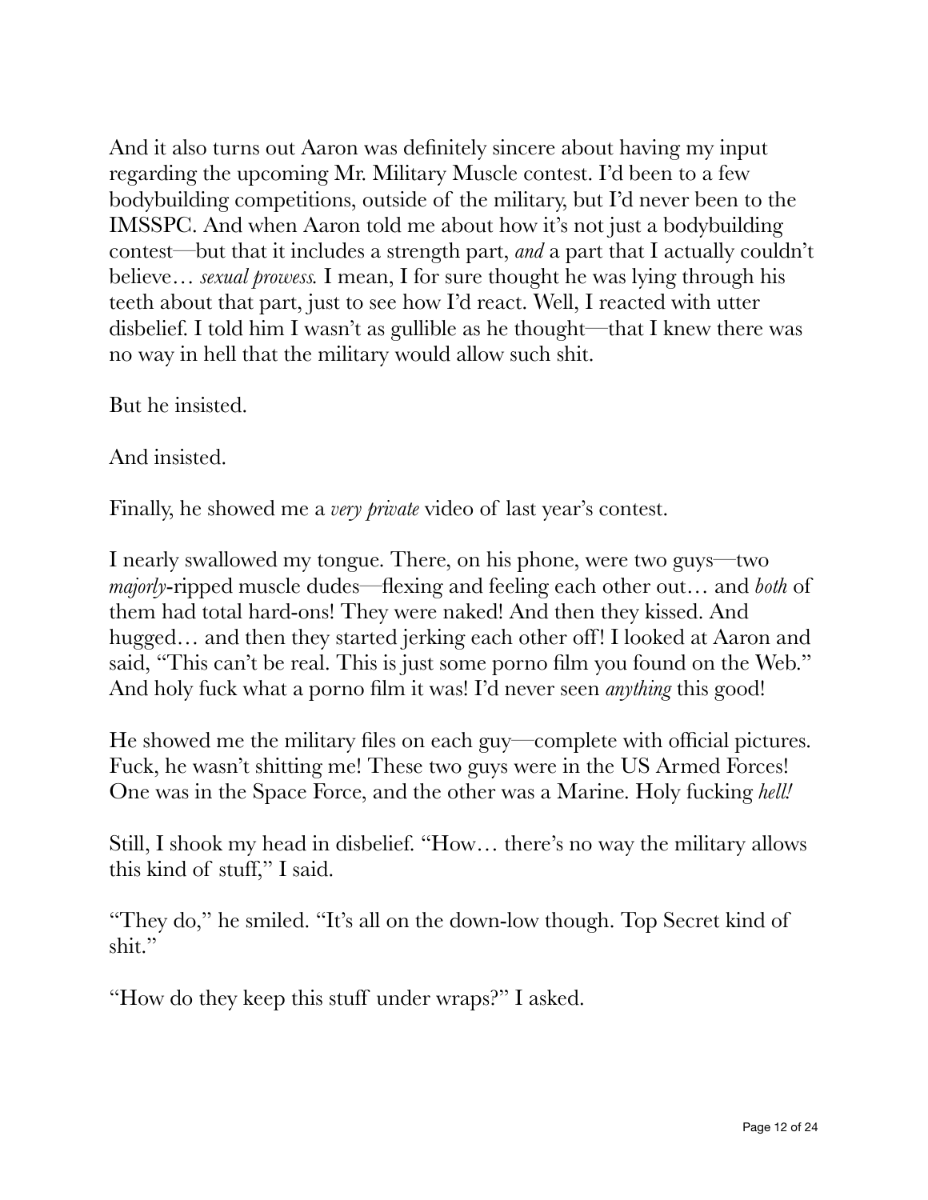And it also turns out Aaron was definitely sincere about having my input regarding the upcoming Mr. Military Muscle contest. I'd been to a few bodybuilding competitions, outside of the military, but I'd never been to the IMSSPC. And when Aaron told me about how it's not just a bodybuilding contest—but that it includes a strength part, *and* a part that I actually couldn't believe… *sexual prowess.* I mean, I for sure thought he was lying through his teeth about that part, just to see how I'd react. Well, I reacted with utter disbelief. I told him I wasn't as gullible as he thought—that I knew there was no way in hell that the military would allow such shit.

But he insisted.

And insisted.

Finally, he showed me a *very private* video of last year's contest.

I nearly swallowed my tongue. There, on his phone, were two guys—two *majorly*-ripped muscle dudes—flexing and feeling each other out… and *both* of them had total hard-ons! They were naked! And then they kissed. And hugged… and then they started jerking each other off! I looked at Aaron and said, "This can't be real. This is just some porno film you found on the Web." And holy fuck what a porno film it was! I'd never seen *anything* this good!

He showed me the military files on each guy—complete with official pictures. Fuck, he wasn't shitting me! These two guys were in the US Armed Forces! One was in the Space Force, and the other was a Marine. Holy fucking *hell!*

Still, I shook my head in disbelief. "How… there's no way the military allows this kind of stuff," I said.

"They do," he smiled. "It's all on the down-low though. Top Secret kind of shit."

"How do they keep this stuff under wraps?" I asked.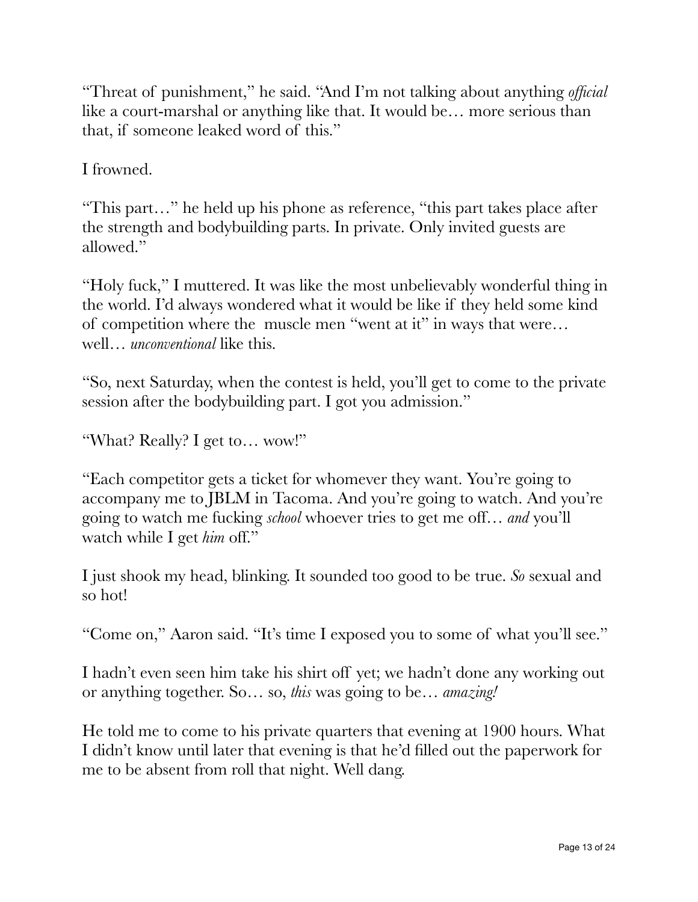"Threat of punishment," he said. "And I'm not talking about anything *official* like a court-marshal or anything like that. It would be… more serious than that, if someone leaked word of this."

I frowned.

"This part…" he held up his phone as reference, "this part takes place after the strength and bodybuilding parts. In private. Only invited guests are allowed."

"Holy fuck," I muttered. It was like the most unbelievably wonderful thing in the world. I'd always wondered what it would be like if they held some kind of competition where the muscle men "went at it" in ways that were… well… *unconventional* like this.

"So, next Saturday, when the contest is held, you'll get to come to the private session after the bodybuilding part. I got you admission."

"What? Really? I get to… wow!"

"Each competitor gets a ticket for whomever they want. You're going to accompany me to JBLM in Tacoma. And you're going to watch. And you're going to watch me fucking *school* whoever tries to get me off… *and* you'll watch while I get *him* off."

I just shook my head, blinking. It sounded too good to be true. *So* sexual and so hot!

"Come on," Aaron said. "It's time I exposed you to some of what you'll see."

I hadn't even seen him take his shirt off yet; we hadn't done any working out or anything together. So… so, *this* was going to be… *amazing!*

He told me to come to his private quarters that evening at 1900 hours. What I didn't know until later that evening is that he'd filled out the paperwork for me to be absent from roll that night. Well dang.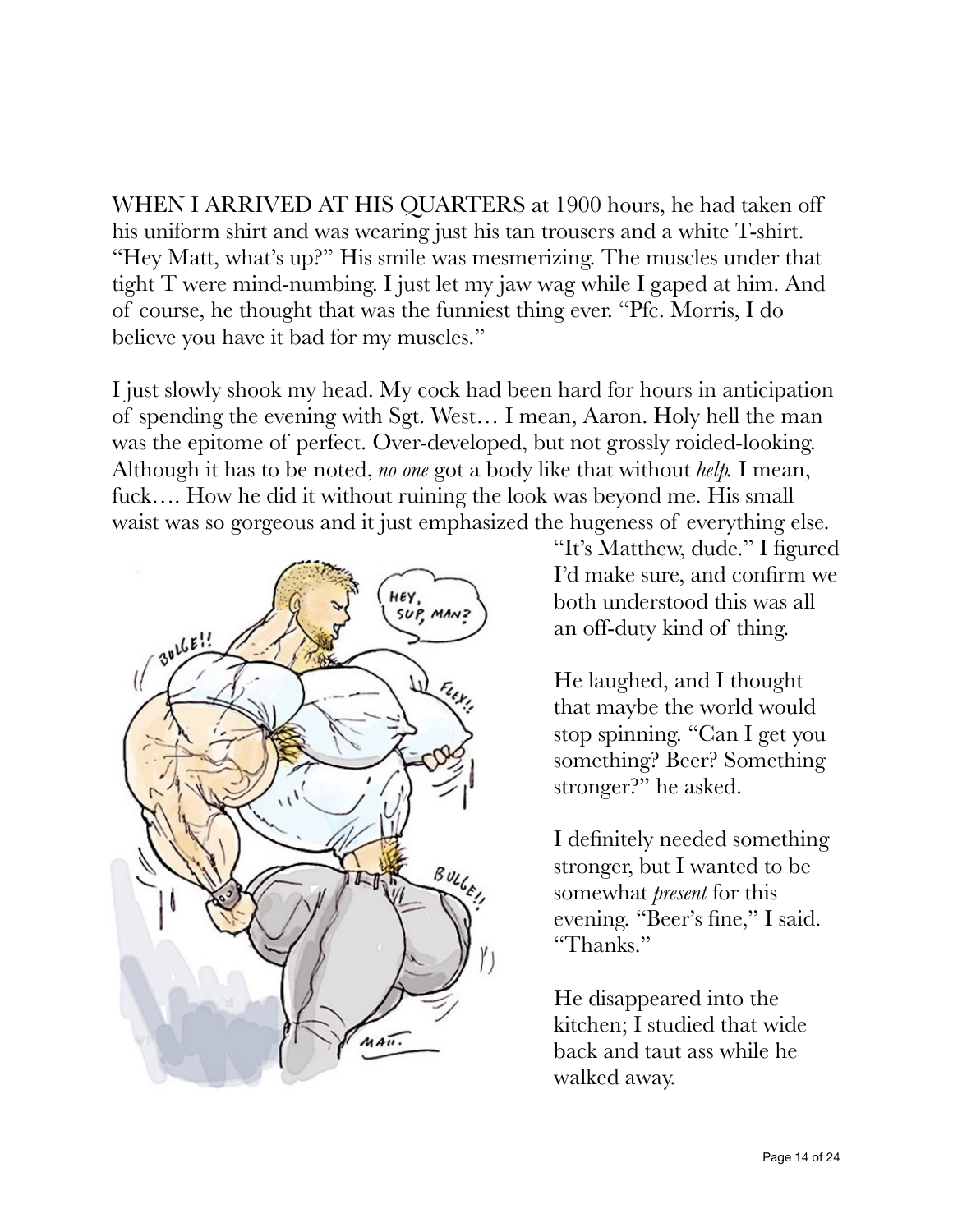WHEN I ARRIVED AT HIS QUARTERS at 1900 hours, he had taken off his uniform shirt and was wearing just his tan trousers and a white T-shirt. "Hey Matt, what's up?" His smile was mesmerizing. The muscles under that tight T were mind-numbing. I just let my jaw wag while I gaped at him. And of course, he thought that was the funniest thing ever. "Pfc. Morris, I do believe you have it bad for my muscles."

I just slowly shook my head. My cock had been hard for hours in anticipation of spending the evening with Sgt. West… I mean, Aaron. Holy hell the man was the epitome of perfect. Over-developed, but not grossly roided-looking. Although it has to be noted, *no one* got a body like that without *help*. I mean, fuck…. How he did it without ruining the look was beyond me. His small waist was so gorgeous and it just emphasized the hugeness of everything else.

"It's Matthew, dude." I figured I'd make sure, and confirm we both understood this was all an off-duty kind of thing.

He laughed, and I thought that maybe the world would stop spinning. "Can I get you something? Beer? Something stronger?" he asked.

I definitely needed something stronger, but I wanted to be somewhat *present* for this evening. "Beer's fine," I said. "Thanks."

He disappeared into the kitchen; I studied that wide back and taut ass while he walked away.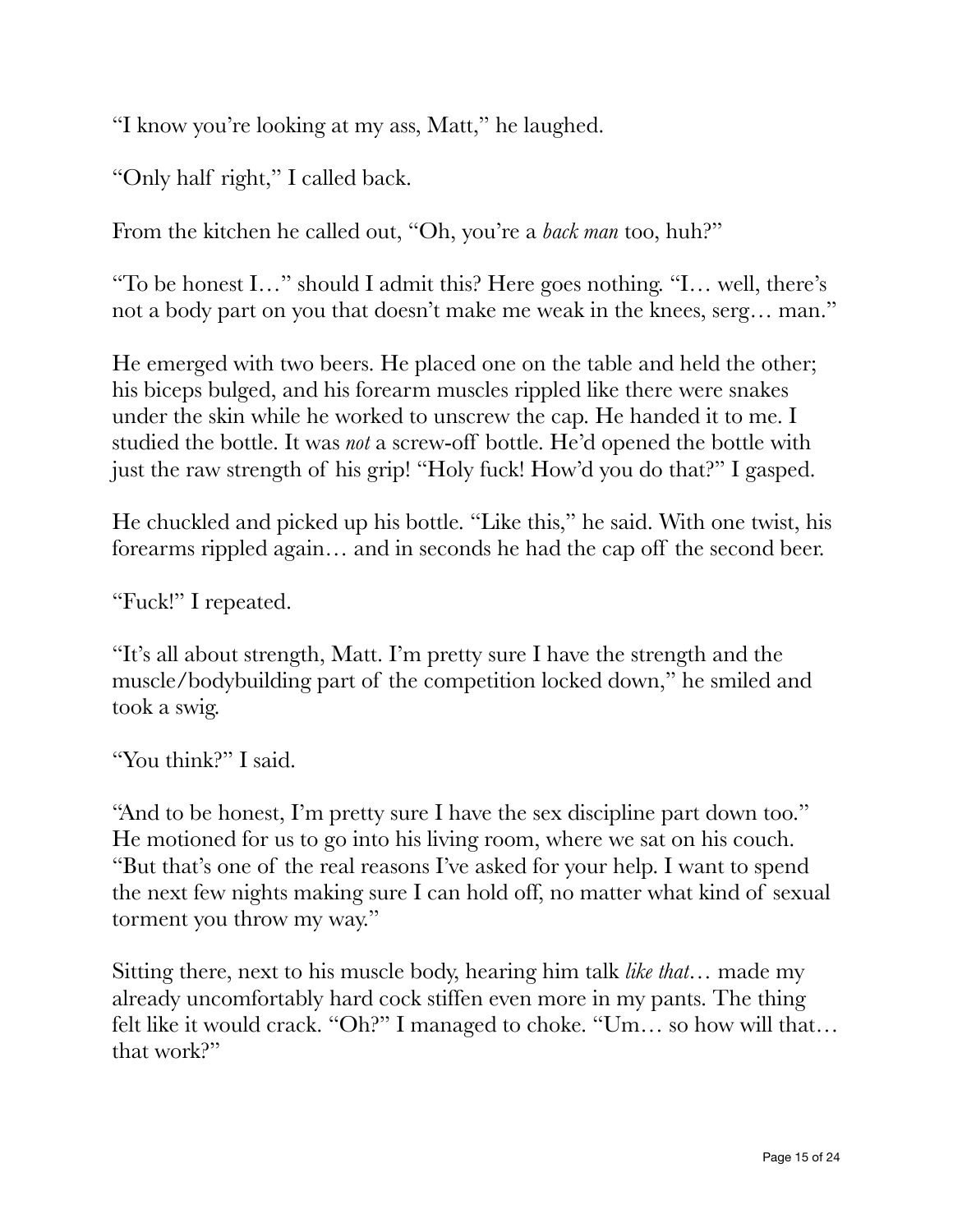"I know you're looking at my ass, Matt," he laughed.

"Only half right," I called back.

From the kitchen he called out, "Oh, you're a *back man* too, huh?"

"To be honest I…" should I admit this? Here goes nothing. "I… well, there's not a body part on you that doesn't make me weak in the knees, serg… man."

He emerged with two beers. He placed one on the table and held the other; his biceps bulged, and his forearm muscles rippled like there were snakes under the skin while he worked to unscrew the cap. He handed it to me. I studied the bottle. It was *not* a screw-off bottle. He'd opened the bottle with just the raw strength of his grip! "Holy fuck! How'd you do that?" I gasped.

He chuckled and picked up his bottle. "Like this," he said. With one twist, his forearms rippled again… and in seconds he had the cap off the second beer.

"Fuck!" I repeated.

"It's all about strength, Matt. I'm pretty sure I have the strength and the muscle/bodybuilding part of the competition locked down," he smiled and took a swig.

"You think?" I said.

"And to be honest, I'm pretty sure I have the sex discipline part down too." He motioned for us to go into his living room, where we sat on his couch. "But that's one of the real reasons I've asked for your help. I want to spend the next few nights making sure I can hold off, no matter what kind of sexual torment you throw my way."

Sitting there, next to his muscle body, hearing him talk *like that*… made my already uncomfortably hard cock stiffen even more in my pants. The thing felt like it would crack. "Oh?" I managed to choke. "Um… so how will that… that work?"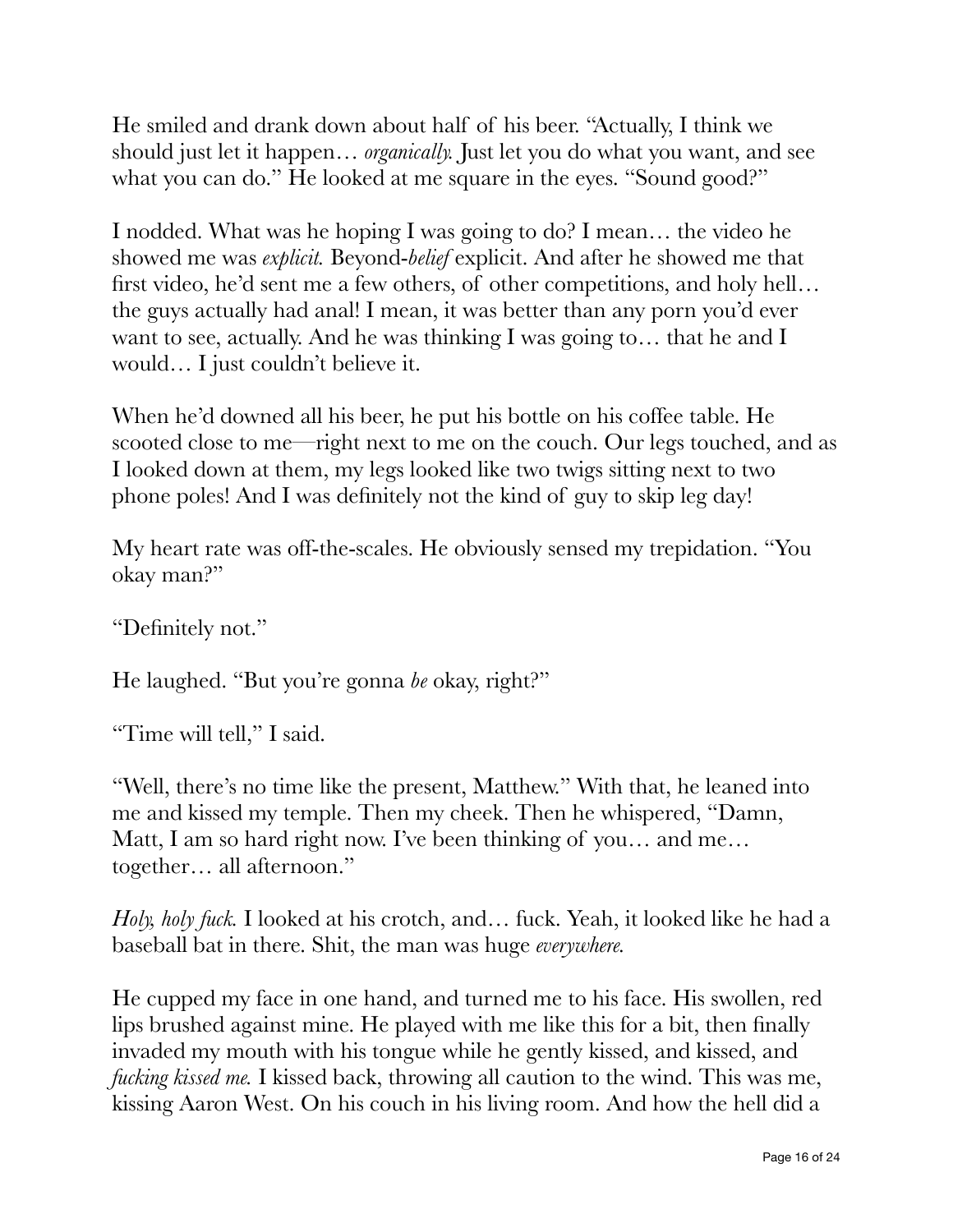He smiled and drank down about half of his beer. "Actually, I think we should just let it happen… *organically.* Just let you do what you want, and see what you can do." He looked at me square in the eyes. "Sound good?"

I nodded. What was he hoping I was going to do? I mean… the video he showed me was *explicit.* Beyond-*belief* explicit. And after he showed me that first video, he'd sent me a few others, of other competitions, and holy hell… the guys actually had anal! I mean, it was better than any porn you'd ever want to see, actually. And he was thinking I was going to… that he and I would… I just couldn't believe it.

When he'd downed all his beer, he put his bottle on his coffee table. He scooted close to me—right next to me on the couch. Our legs touched, and as I looked down at them, my legs looked like two twigs sitting next to two phone poles! And I was definitely not the kind of guy to skip leg day!

My heart rate was off-the-scales. He obviously sensed my trepidation. "You okay man?"

"Definitely not."

He laughed. "But you're gonna *be* okay, right?"

"Time will tell," I said.

"Well, there's no time like the present, Matthew." With that, he leaned into me and kissed my temple. Then my cheek. Then he whispered, "Damn, Matt, I am so hard right now. I've been thinking of you… and me… together… all afternoon."

*Holy, holy fuck.* I looked at his crotch, and… fuck. Yeah, it looked like he had a baseball bat in there. Shit, the man was huge *everywhere.*

He cupped my face in one hand, and turned me to his face. His swollen, red lips brushed against mine. He played with me like this for a bit, then finally invaded my mouth with his tongue while he gently kissed, and kissed, and *fucking kissed me.* I kissed back, throwing all caution to the wind. This was me, kissing Aaron West. On his couch in his living room. And how the hell did a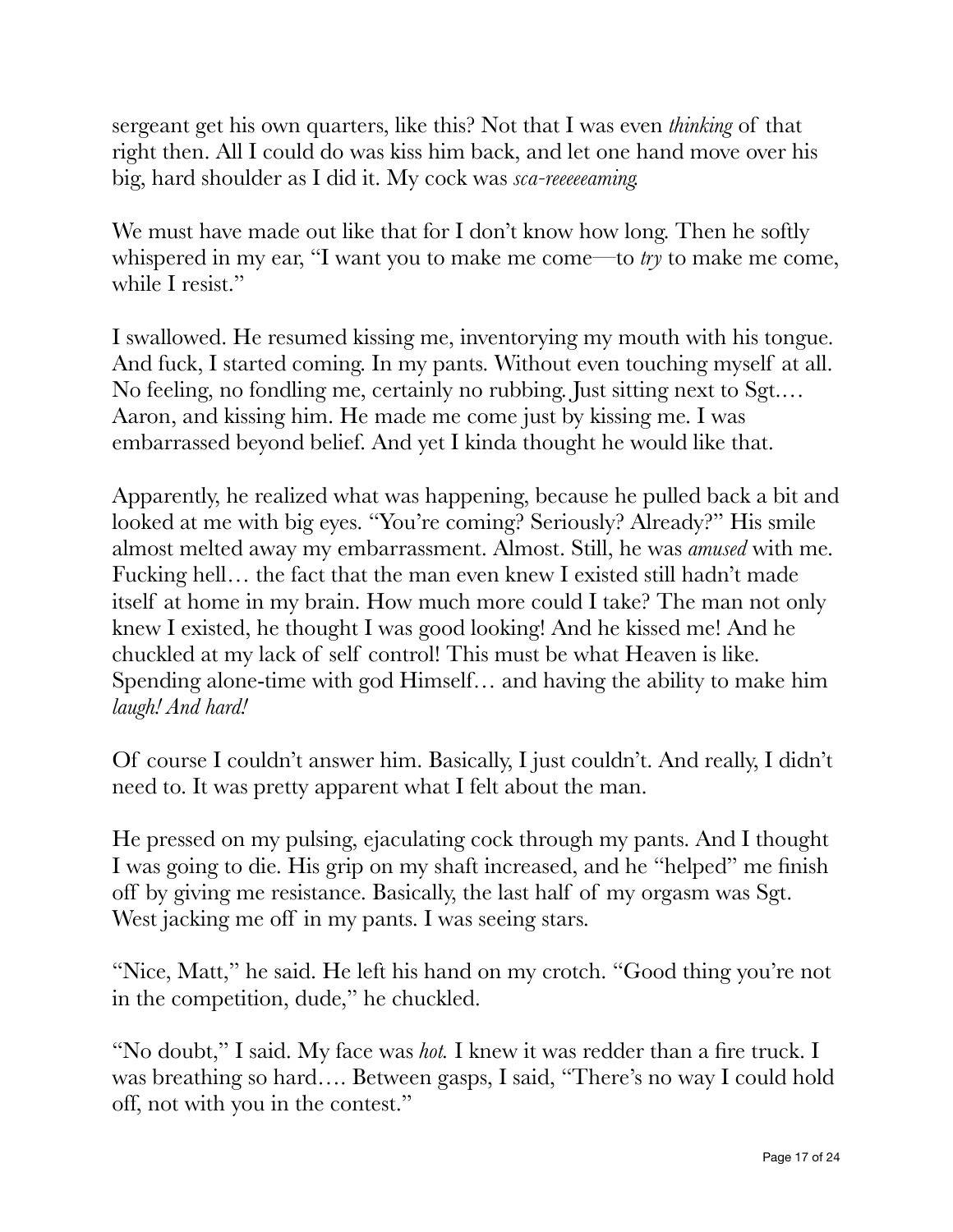sergeant get his own quarters, like this? Not that I was even *thinking* of that right then. All I could do was kiss him back, and let one hand move over his big, hard shoulder as I did it. My cock was *sca-reeeeeaming.*

We must have made out like that for I don't know how long. Then he softly whispered in my ear, "I want you to make me come—to *try* to make me come, while I resist."

I swallowed. He resumed kissing me, inventorying my mouth with his tongue. And fuck, I started coming. In my pants. Without even touching myself at all. No feeling, no fondling me, certainly no rubbing. Just sitting next to Sgt.… Aaron, and kissing him. He made me come just by kissing me. I was embarrassed beyond belief. And yet I kinda thought he would like that.

Apparently, he realized what was happening, because he pulled back a bit and looked at me with big eyes. "You're coming? Seriously? Already?" His smile almost melted away my embarrassment. Almost. Still, he was *amused* with me. Fucking hell… the fact that the man even knew I existed still hadn't made itself at home in my brain. How much more could I take? The man not only knew I existed, he thought I was good looking! And he kissed me! And he chuckled at my lack of self control! This must be what Heaven is like. Spending alone-time with god Himself… and having the ability to make him *laugh! And hard!*

Of course I couldn't answer him. Basically, I just couldn't. And really, I didn't need to. It was pretty apparent what I felt about the man.

He pressed on my pulsing, ejaculating cock through my pants. And I thought I was going to die. His grip on my shaft increased, and he "helped" me finish off by giving me resistance. Basically, the last half of my orgasm was Sgt. West jacking me off in my pants. I was seeing stars.

"Nice, Matt," he said. He left his hand on my crotch. "Good thing you're not in the competition, dude," he chuckled.

"No doubt," I said. My face was *hot.* I knew it was redder than a fire truck. I was breathing so hard…. Between gasps, I said, "There's no way I could hold off, not with you in the contest."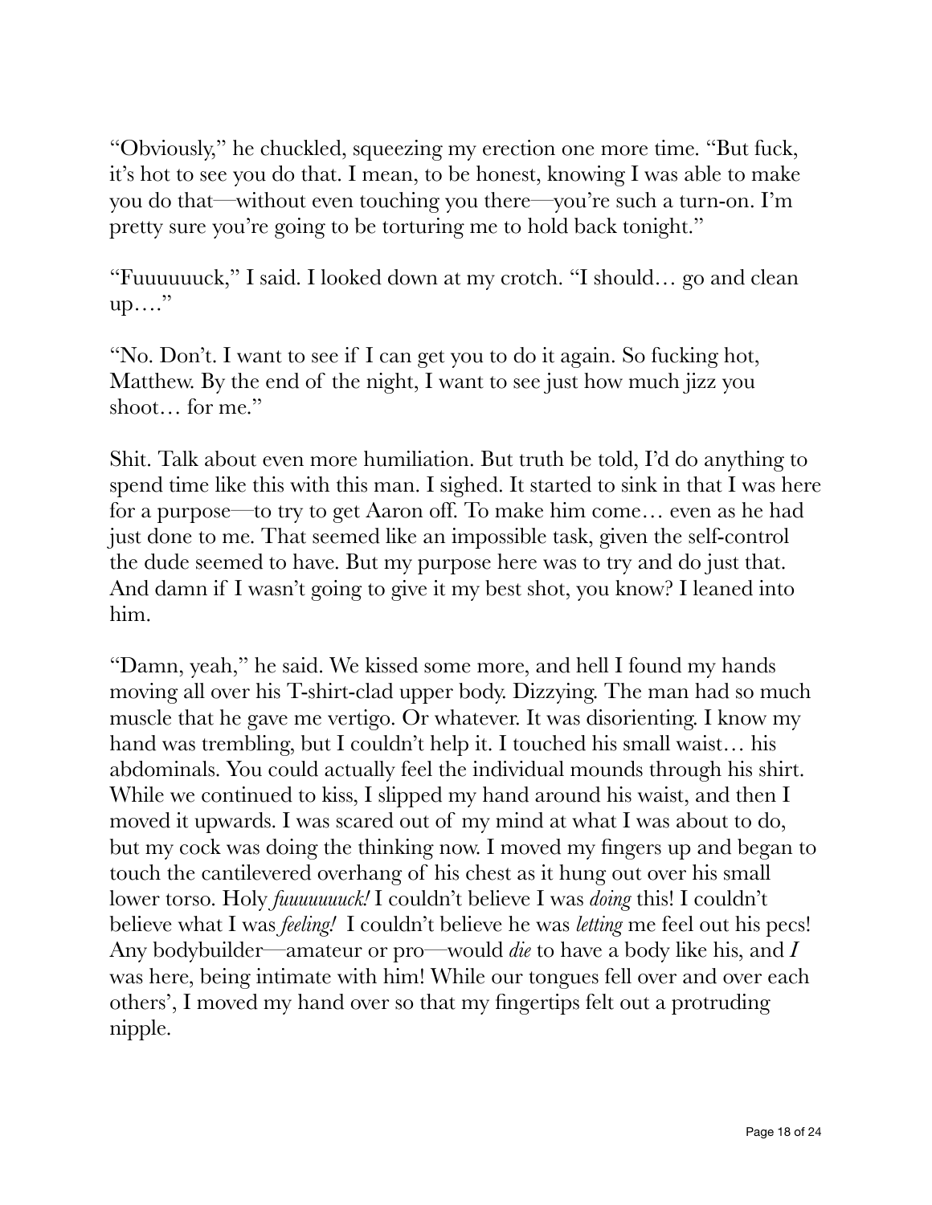"Obviously," he chuckled, squeezing my erection one more time. "But fuck, it's hot to see you do that. I mean, to be honest, knowing I was able to make you do that—without even touching you there—you're such a turn-on. I'm pretty sure you're going to be torturing me to hold back tonight."

"Fuuuuuuck," I said. I looked down at my crotch. "I should… go and clean up…."

"No. Don't. I want to see if I can get you to do it again. So fucking hot, Matthew. By the end of the night, I want to see just how much jizz you shoot… for me."

Shit. Talk about even more humiliation. But truth be told, I'd do anything to spend time like this with this man. I sighed. It started to sink in that I was here for a purpose—to try to get Aaron off. To make him come… even as he had just done to me. That seemed like an impossible task, given the self-control the dude seemed to have. But my purpose here was to try and do just that. And damn if I wasn't going to give it my best shot, you know? I leaned into him.

"Damn, yeah," he said. We kissed some more, and hell I found my hands moving all over his T-shirt-clad upper body. Dizzying. The man had so much muscle that he gave me vertigo. Or whatever. It was disorienting. I know my hand was trembling, but I couldn't help it. I touched his small waist… his abdominals. You could actually feel the individual mounds through his shirt. While we continued to kiss, I slipped my hand around his waist, and then I moved it upwards. I was scared out of my mind at what I was about to do, but my cock was doing the thinking now. I moved my fingers up and began to touch the cantilevered overhang of his chest as it hung out over his small lower torso. Holy *fuuuuuuuck!* I couldn't believe I was *doing* this! I couldn't believe what I was *feeling!* I couldn't believe he was *letting* me feel out his pecs! Any bodybuilder—amateur or pro—would *die* to have a body like his, and *I* was here, being intimate with him! While our tongues fell over and over each others', I moved my hand over so that my fingertips felt out a protruding nipple.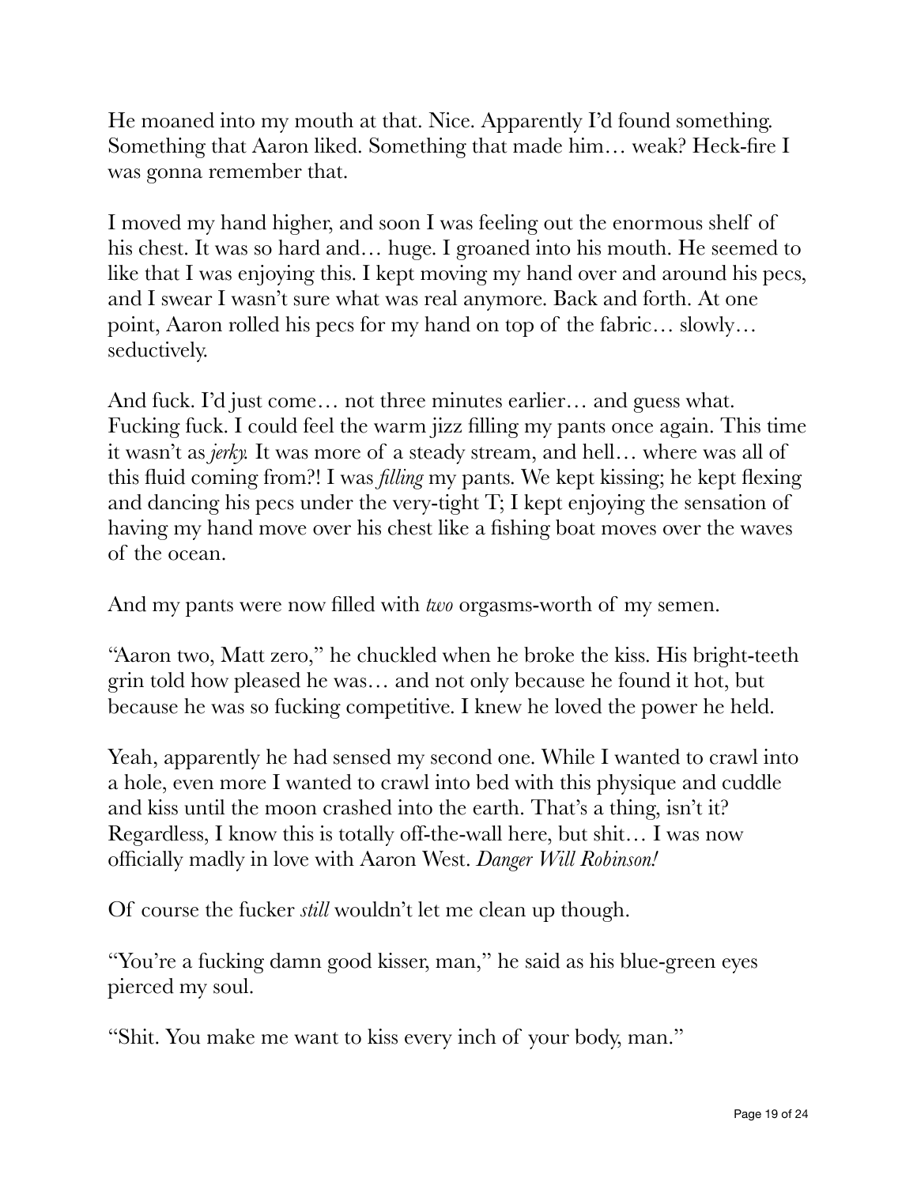He moaned into my mouth at that. Nice. Apparently I'd found something. Something that Aaron liked. Something that made him… weak? Heck-fire I was gonna remember that.

I moved my hand higher, and soon I was feeling out the enormous shelf of his chest. It was so hard and… huge. I groaned into his mouth. He seemed to like that I was enjoying this. I kept moving my hand over and around his pecs, and I swear I wasn't sure what was real anymore. Back and forth. At one point, Aaron rolled his pecs for my hand on top of the fabric… slowly… seductively.

And fuck. I'd just come… not three minutes earlier… and guess what. Fucking fuck. I could feel the warm jizz filling my pants once again. This time it wasn't as *jerky.* It was more of a steady stream, and hell… where was all of this fluid coming from?! I was *filling* my pants. We kept kissing; he kept flexing and dancing his pecs under the very-tight T; I kept enjoying the sensation of having my hand move over his chest like a fishing boat moves over the waves of the ocean.

And my pants were now filled with *two* orgasms-worth of my semen.

"Aaron two, Matt zero," he chuckled when he broke the kiss. His bright-teeth grin told how pleased he was… and not only because he found it hot, but because he was so fucking competitive. I knew he loved the power he held.

Yeah, apparently he had sensed my second one. While I wanted to crawl into a hole, even more I wanted to crawl into bed with this physique and cuddle and kiss until the moon crashed into the earth. That's a thing, isn't it? Regardless, I know this is totally off-the-wall here, but shit… I was now officially madly in love with Aaron West. *Danger Will Robinson!*

Of course the fucker *still* wouldn't let me clean up though.

"You're a fucking damn good kisser, man," he said as his blue-green eyes pierced my soul.

"Shit. You make me want to kiss every inch of your body, man."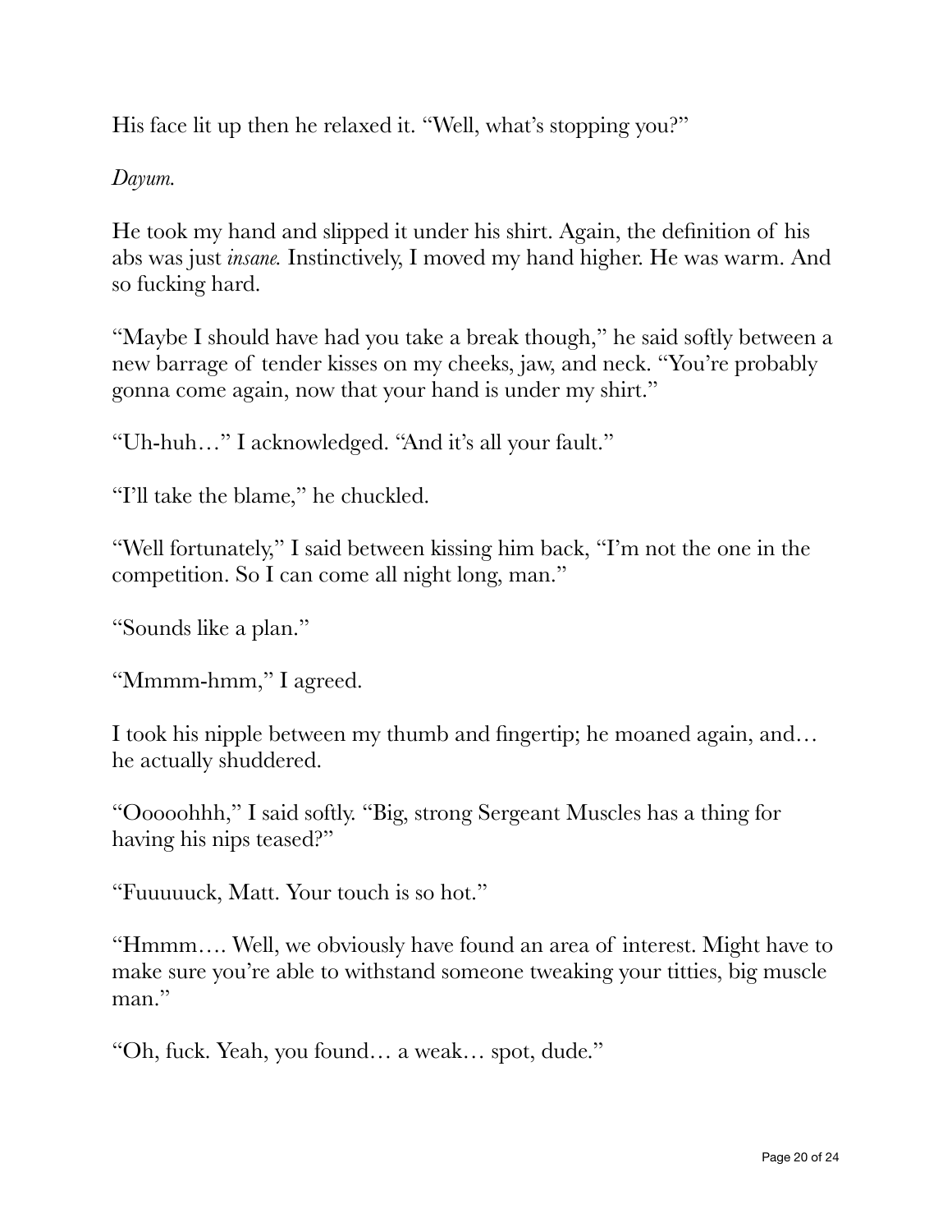His face lit up then he relaxed it. "Well, what's stopping you?"

*Dayum.*

He took my hand and slipped it under his shirt. Again, the definition of his abs was just *insane.* Instinctively, I moved my hand higher. He was warm. And so fucking hard.

"Maybe I should have had you take a break though," he said softly between a new barrage of tender kisses on my cheeks, jaw, and neck. "You're probably gonna come again, now that your hand is under my shirt."

"Uh-huh…" I acknowledged. "And it's all your fault."

"I'll take the blame," he chuckled.

"Well fortunately," I said between kissing him back, "I'm not the one in the competition. So I can come all night long, man."

"Sounds like a plan."

"Mmmm-hmm," I agreed.

I took his nipple between my thumb and fingertip; he moaned again, and… he actually shuddered.

"Ooooohhh," I said softly. "Big, strong Sergeant Muscles has a thing for having his nips teased?"

"Fuuuuuck, Matt. Your touch is so hot."

"Hmmm…. Well, we obviously have found an area of interest. Might have to make sure you're able to withstand someone tweaking your titties, big muscle man."

"Oh, fuck. Yeah, you found… a weak… spot, dude."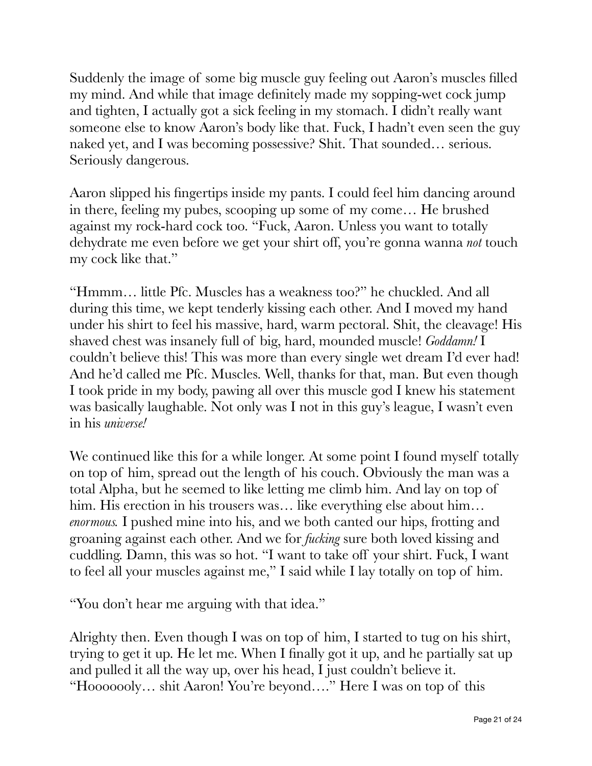Suddenly the image of some big muscle guy feeling out Aaron's muscles filled my mind. And while that image definitely made my sopping-wet cock jump and tighten, I actually got a sick feeling in my stomach. I didn't really want someone else to know Aaron's body like that. Fuck, I hadn't even seen the guy naked yet, and I was becoming possessive? Shit. That sounded… serious. Seriously dangerous.

Aaron slipped his fingertips inside my pants. I could feel him dancing around in there, feeling my pubes, scooping up some of my come… He brushed against my rock-hard cock too. "Fuck, Aaron. Unless you want to totally dehydrate me even before we get your shirt off, you're gonna wanna *not* touch my cock like that."

"Hmmm… little Pfc. Muscles has a weakness too?" he chuckled. And all during this time, we kept tenderly kissing each other. And I moved my hand under his shirt to feel his massive, hard, warm pectoral. Shit, the cleavage! His shaved chest was insanely full of big, hard, mounded muscle! *Goddamn!* I couldn't believe this! This was more than every single wet dream I'd ever had! And he'd called me Pfc. Muscles. Well, thanks for that, man. But even though I took pride in my body, pawing all over this muscle god I knew his statement was basically laughable. Not only was I not in this guy's league, I wasn't even in his *universe!*

We continued like this for a while longer. At some point I found myself totally on top of him, spread out the length of his couch. Obviously the man was a total Alpha, but he seemed to like letting me climb him. And lay on top of him. His erection in his trousers was… like everything else about him… *enormous.* I pushed mine into his, and we both canted our hips, frotting and groaning against each other. And we for *fucking* sure both loved kissing and cuddling. Damn, this was so hot. "I want to take off your shirt. Fuck, I want to feel all your muscles against me," I said while I lay totally on top of him.

"You don't hear me arguing with that idea."

Alrighty then. Even though I was on top of him, I started to tug on his shirt, trying to get it up. He let me. When I finally got it up, and he partially sat up and pulled it all the way up, over his head, I just couldn't believe it. "Hooooooly… shit Aaron! You're beyond…." Here I was on top of this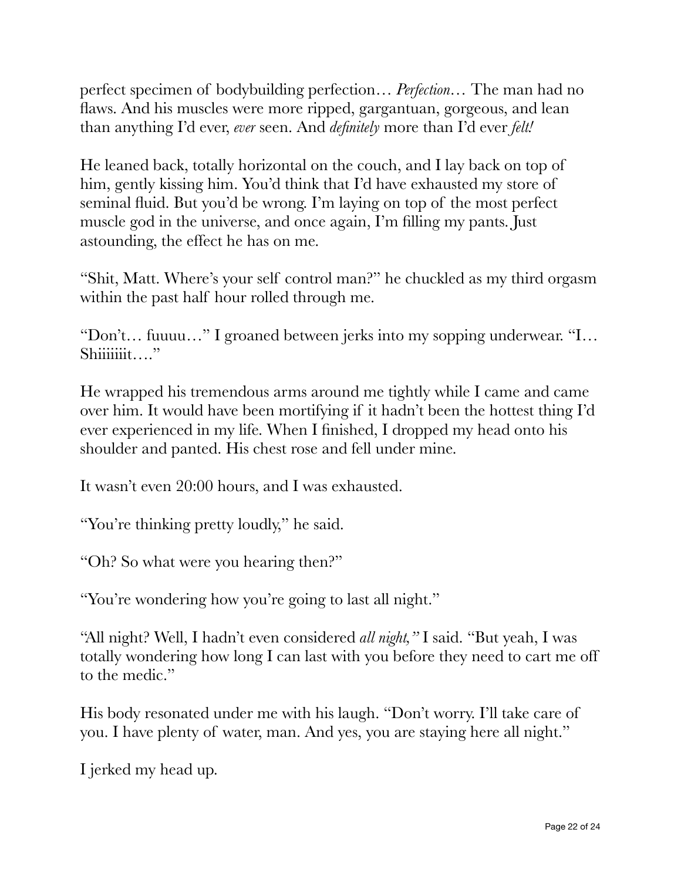perfect specimen of bodybuilding perfection… *Perfection*… The man had no flaws. And his muscles were more ripped, gargantuan, gorgeous, and lean than anything I'd ever, *ever* seen. And *definitely* more than I'd ever *felt!*

He leaned back, totally horizontal on the couch, and I lay back on top of him, gently kissing him. You'd think that I'd have exhausted my store of seminal fluid. But you'd be wrong. I'm laying on top of the most perfect muscle god in the universe, and once again, I'm filling my pants. Just astounding, the effect he has on me.

"Shit, Matt. Where's your self control man?" he chuckled as my third orgasm within the past half hour rolled through me.

"Don't… fuuuu…" I groaned between jerks into my sopping underwear. "I… Shiiiiiiit…."

He wrapped his tremendous arms around me tightly while I came and came over him. It would have been mortifying if it hadn't been the hottest thing I'd ever experienced in my life. When I finished, I dropped my head onto his shoulder and panted. His chest rose and fell under mine.

It wasn't even 20:00 hours, and I was exhausted.

"You're thinking pretty loudly," he said.

"Oh? So what were you hearing then?"

"You're wondering how you're going to last all night."

"All night? Well, I hadn't even considered *all night,"* I said. "But yeah, I was totally wondering how long I can last with you before they need to cart me off to the medic."

His body resonated under me with his laugh. "Don't worry. I'll take care of you. I have plenty of water, man. And yes, you are staying here all night."

I jerked my head up.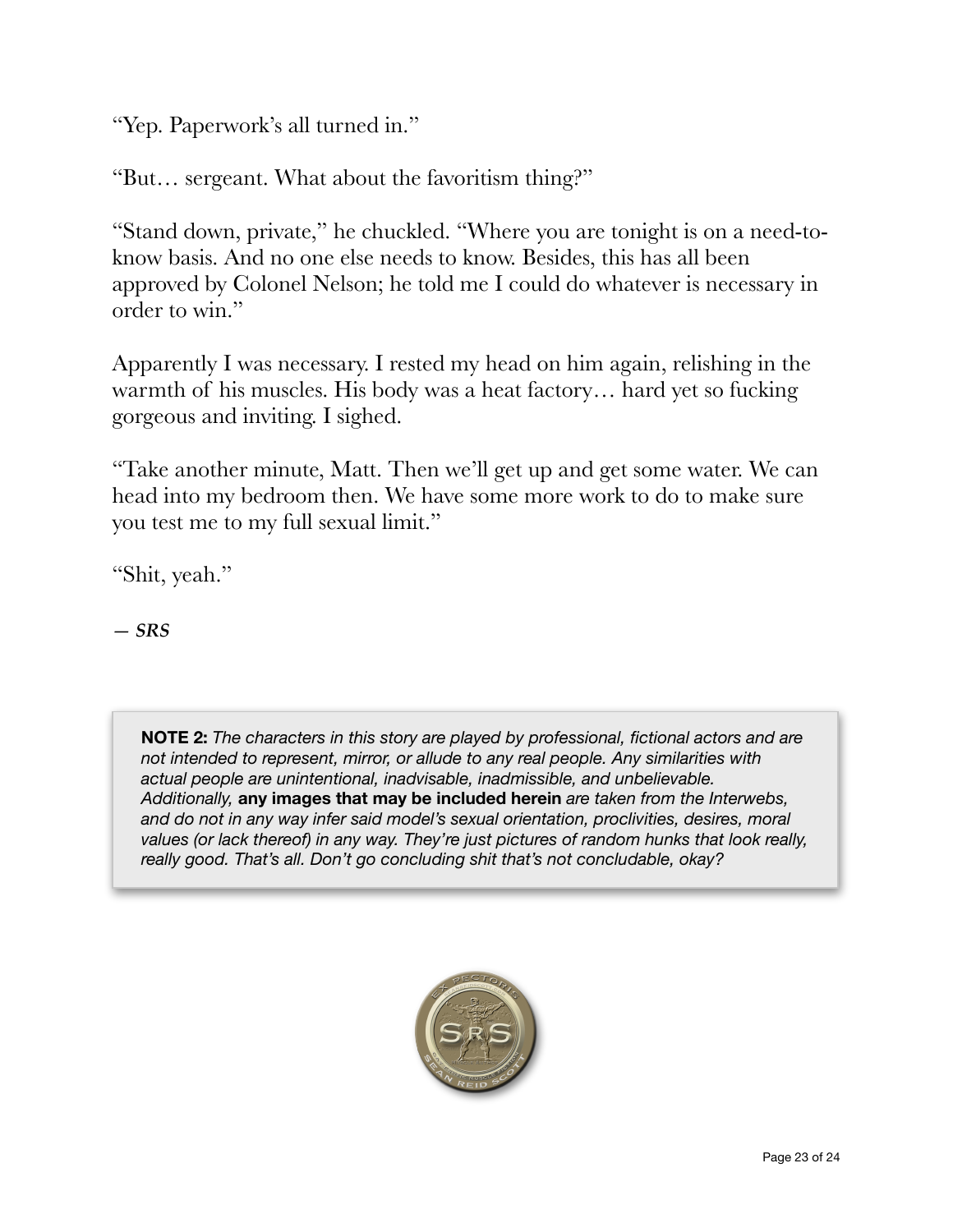"Yep. Paperwork's all turned in."

"But… sergeant. What about the favoritism thing?"

"Stand down, private," he chuckled. "Where you are tonight is on a need-to-know basis. And no one else needs to know. Besides, this has all been approved by Colonel Nelson; he told me I could do whatever is necessary in order to win."

Apparently I was necessary. I rested my head on him again, relishing in the warmth of his muscles. His body was a heat factory… hard yet so fucking gorgeous and inviting. I sighed.

"Take another minute, Matt. Then we'll get up and get some water. We can head into my bedroom then. We have some more work to do to make sure you test me to my full sexual limit."

"Shit, yeah."

*— SRS*

> **NOTE 2:** *The characters in this story are played by professional, fictional actors and are not intended to represent, mirror, or allude to any real people. Any similarities with actual people are unintentional, inadvisable, inadmissible, and unbelievable. Additionally,* **any images that may be included herein** *are taken from the Interwebs, and do not in any way infer said model's sexual orientation, proclivities, desires, moral values (or lack thereof) in any way. They're just pictures of random hunks that look really, really good. That's all. Don't go concluding shit that's not concludable, okay?*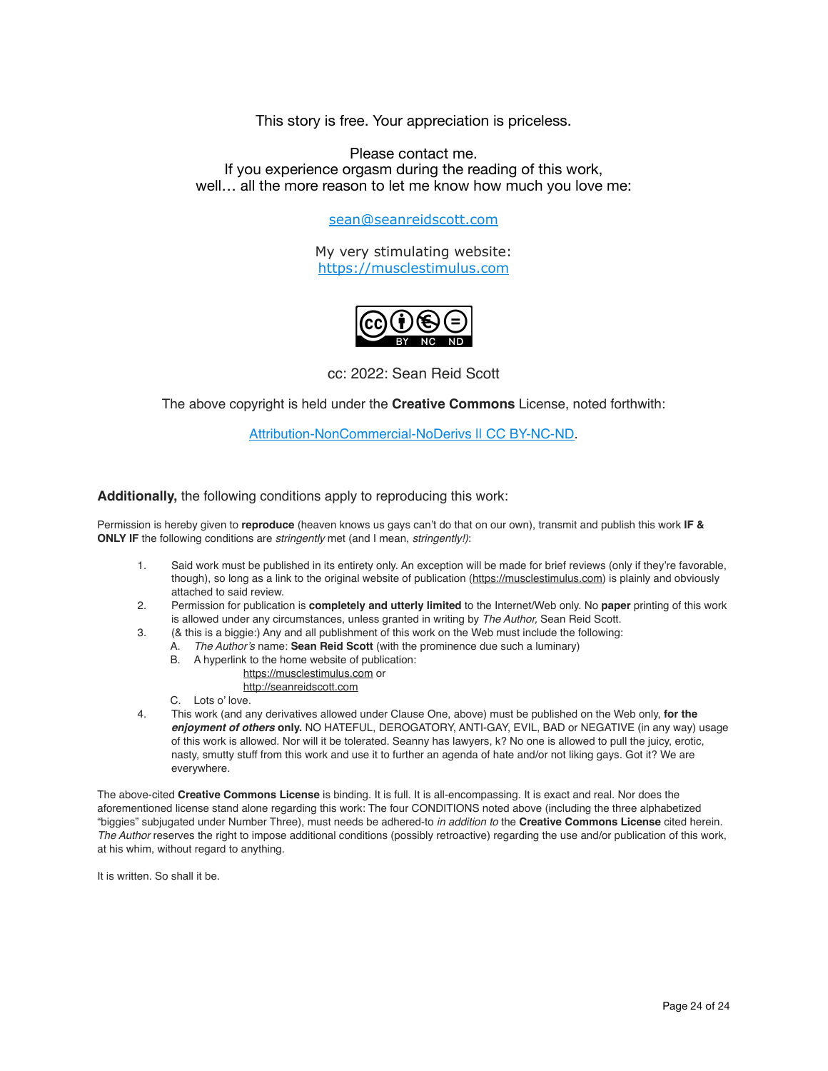This story is free. Your appreciation is priceless.

Please contact me.
If you experience orgasm during the reading of this work,
well… all the more reason to let me know how much you love me:

[sean@seanreidscott.com](mailto:sean@seanreidscott.com)

My very stimulating website:
[https://musclestimulus.com](https://musclestimulus.com)

cc: 2022: Sean Reid Scott

The above copyright is held under the **Creative Commons** License, noted forthwith:

[Attribution-NonCommercial-NoDerivs ll CC BY-NC-ND](https://creativecommons.org/licenses/by-nc-nd/).

**Additionally,** the following conditions apply to reproducing this work:

Permission is hereby given to **reproduce** (heaven knows us gays can't do that on our own), transmit and publish this work **IF & ONLY IF** the following conditions are *stringently* met (and I mean, *stringently!)*:

1. Said work must be published in its entirety only. An exception will be made for brief reviews (only if they're favorable, though), so long as a link to the original website of publication (https://musclestimulus.com) is plainly and obviously attached to said review.
2. Permission for publication is **completely and utterly limited** to the Internet/Web only. No **paper** printing of this work is allowed under any circumstances, unless granted in writing by *The Author,* Sean Reid Scott.
3. (& this is a biggie:) Any and all publishment of this work on the Web must include the following:
   A. *The Author's* name: **Sean Reid Scott** (with the prominence due such a luminary)
   B. A hyperlink to the home website of publication:
      https://musclestimulus.com or
      http://seanreidscott.com
   C. Lots o' love.
4. This work (and any derivatives allowed under Clause One, above) must be published on the Web only, **for the *enjoyment of others* only.** NO HATEFUL, DEROGATORY, ANTI-GAY, EVIL, BAD or NEGATIVE (in any way) usage of this work is allowed. Nor will it be tolerated. Seanny has lawyers, k? No one is allowed to pull the juicy, erotic, nasty, smutty stuff from this work and use it to further an agenda of hate and/or not liking gays. Got it? We are everywhere.

The above-cited **Creative Commons License** is binding. It is full. It is all-encompassing. It is exact and real. Nor does the aforementioned license stand alone regarding this work: The four CONDITIONS noted above (including the three alphabetized "biggies" subjugated under Number Three), must needs be adhered-to *in addition to* the **Creative Commons License** cited herein. *The Author* reserves the right to impose additional conditions (possibly retroactive) regarding the use and/or publication of this work, at his whim, without regard to anything.

It is written. So shall it be.